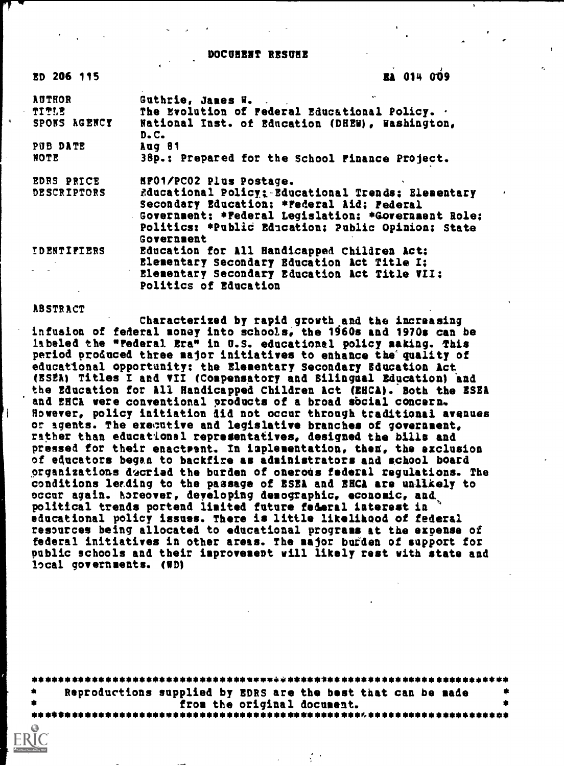# DOCUMENT RESUME

| | |
|---|---|
| ED 206 115 | EA 014 009 |
| AUTHOR | Guthrie, James W. |
| TITLE | The Evolution of Federal Educational Policy. |
| SPONS AGENCY | National Inst. of Education (DHEW), Washington, D.C. |
| PUB DATE | Aug 81 |
| NOTE | 38p.: Prepared for the School Finance Project. |
| EDRS PRICE | MF01/PC02 Plus Postage. |
| DESCRIPTORS | Educational Policy; Educational Trends; Elementary Secondary Education; *Federal Aid; Federal Government; *Federal Legislation; *Government Role; Politics; *Public Education; Public Opinion; State Government |
| IDENTIFIERS | Education for All Handicapped Children Act; Elementary Secondary Education Act Title I; Elementary Secondary Education Act Title VII; Politics of Education |

ABSTRACT

Characterized by rapid growth and the increasing infusion of federal money into schools, the 1960s and 1970s can be labeled the "Federal Era" in U.S. educational policy making. This period produced three major initiatives to enhance the quality of educational opportunity: the Elementary Secondary Education Act (ESEA) Titles I and VII (Compensatory and Bilingual Education) and the Education for All Handicapped Children Act (EHCA). Both the ESEA and EHCA were conventional products of a broad social concern. However, policy initiation did not occur through traditional avenues or agents. The executive and legislative branches of government, rather than educational representatives, designed the bills and pressed for their enactment. In implementation, then, the exclusion of educators began to backfire as administrators and school board organizations decried the burden of onerous federal regulations. The conditions leading to the passage of ESEA and EHCA are unlikely to occur again. Moreover, developing demographic, economic, and political trends portend limited future federal interest in educational policy issues. There is little likelihood of federal resources being allocated to educational programs at the expense of federal initiatives in other areas. The major burden of support for public schools and their improvement will likely rest with state and local governments. (WD)

***********************************************************************
* Reproductions supplied by EDRS are the best that can be made *
* from the original document. *
***********************************************************************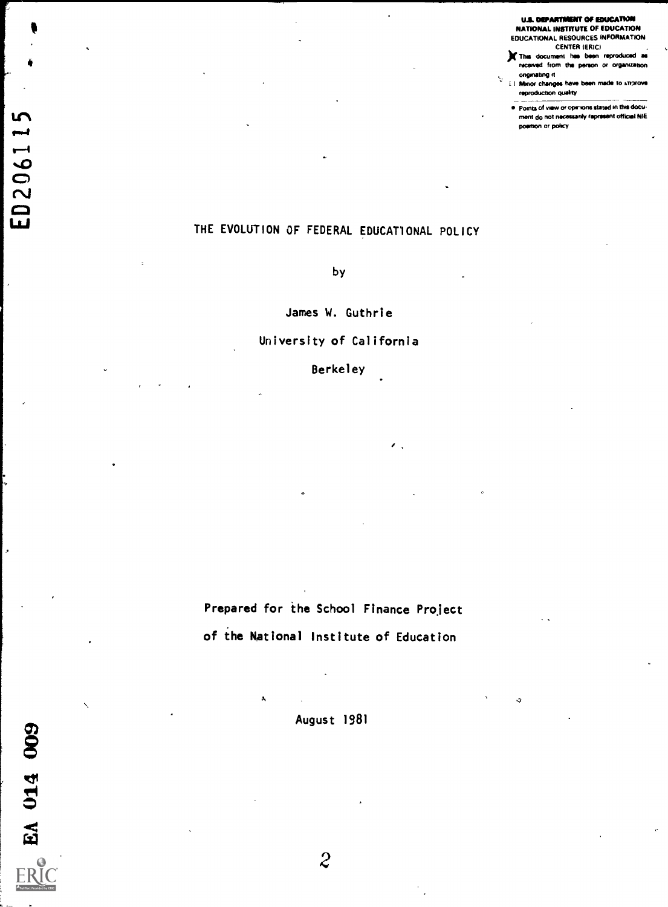U.S. DEPARTMENT OF EDUCATION
NATIONAL INSTITUTE OF EDUCATION
EDUCATIONAL RESOURCES INFORMATION CENTER (ERIC)

- [X] This document has been reproduced as received from the person or organization originating it
- [ ] Minor changes have been made to improve reproduction quality

- Points of view or opinions stated in this document do not necessarily represent official NIE position or policy

ED206115

# THE EVOLUTION OF FEDERAL EDUCATIONAL POLICY

by

James W. Guthrie

University of California

Berkeley

Prepared for the School Finance Project

of the National Institute of Education

August 1981

EA 014 009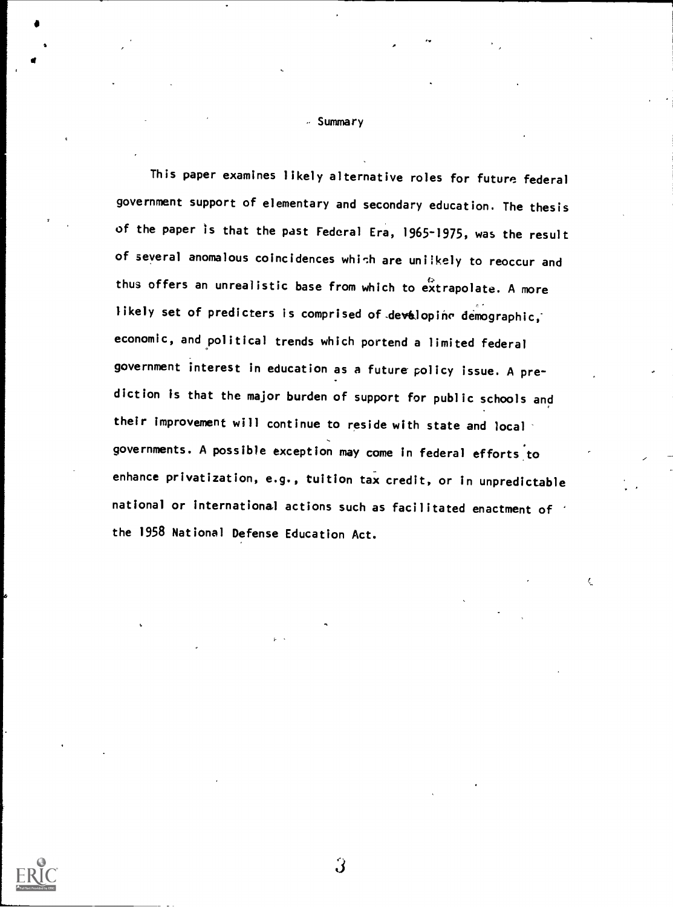## Summary

This paper examines likely alternative roles for future federal government support of elementary and secondary education. The thesis of the paper is that the past Federal Era, 1965-1975, was the result of several anomalous coincidences which are unlikely to reoccur and thus offers an unrealistic base from which to extrapolate. A more likely set of predicters is comprised of developing demographic, economic, and political trends which portend a limited federal government interest in education as a future policy issue. A prediction is that the major burden of support for public schools and their improvement will continue to reside with state and local governments. A possible exception may come in federal efforts to enhance privatization, e.g., tuition tax credit, or in unpredictable national or international actions such as facilitated enactment of the 1958 National Defense Education Act.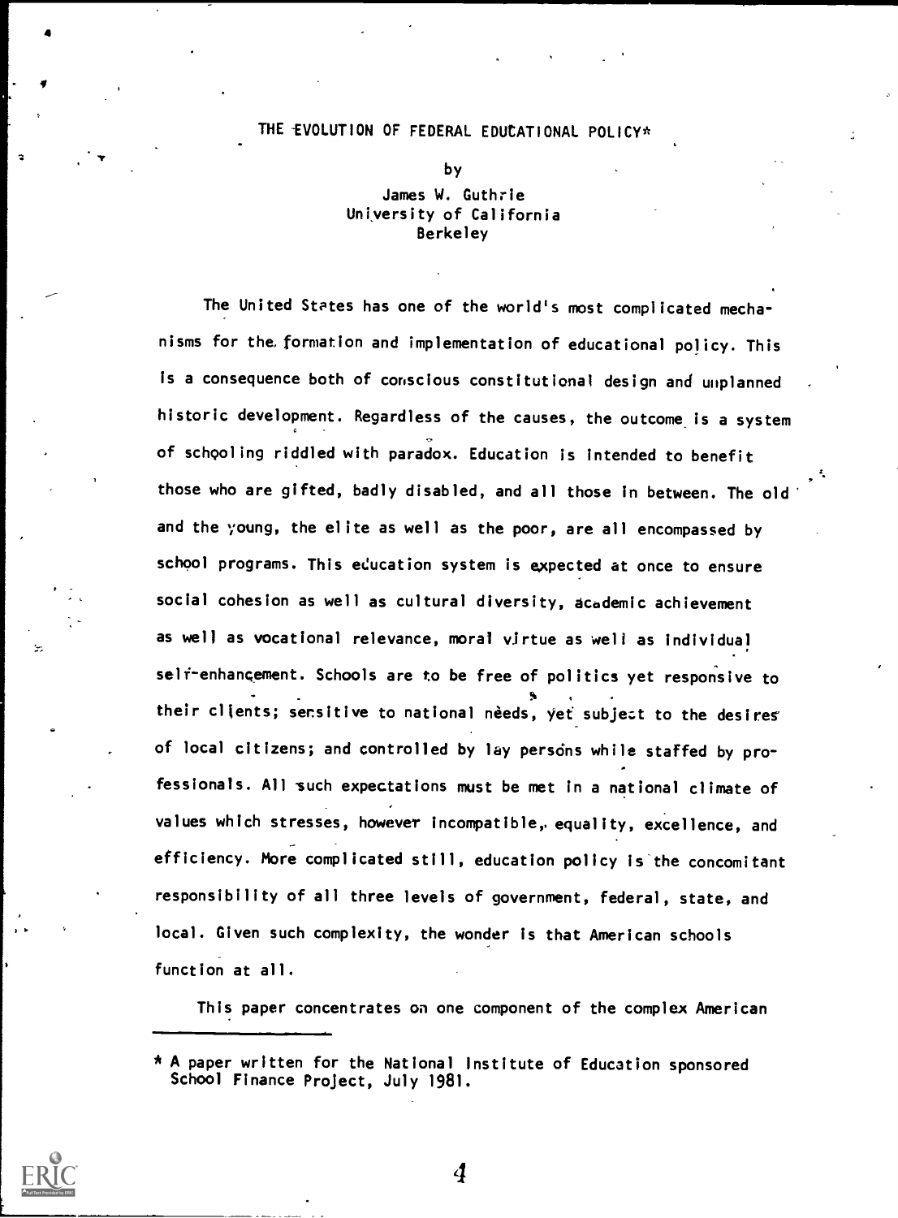# THE EVOLUTION OF FEDERAL EDUCATIONAL POLICY*

by

James W. Guthrie
University of California
Berkeley

The United States has one of the world's most complicated mechanisms for the formation and implementation of educational policy. This is a consequence both of conscious constitutional design and unplanned historic development. Regardless of the causes, the outcome is a system of schooling riddled with paradox. Education is intended to benefit those who are gifted, badly disabled, and all those in between. The old and the young, the elite as well as the poor, are all encompassed by school programs. This education system is expected at once to ensure social cohesion as well as cultural diversity, academic achievement as well as vocational relevance, moral virtue as well as individual self-enhancement. Schools are to be free of politics yet responsive to their clients; sensitive to national needs, yet subject to the desires of local citizens; and controlled by lay persons while staffed by professionals. All such expectations must be met in a national climate of values which stresses, however incompatible, equality, excellence, and efficiency. More complicated still, education policy is the concomitant responsibility of all three levels of government, federal, state, and local. Given such complexity, the wonder is that American schools function at all.

This paper concentrates on one component of the complex American

---

* A paper written for the National Institute of Education sponsored School Finance Project, July 1981.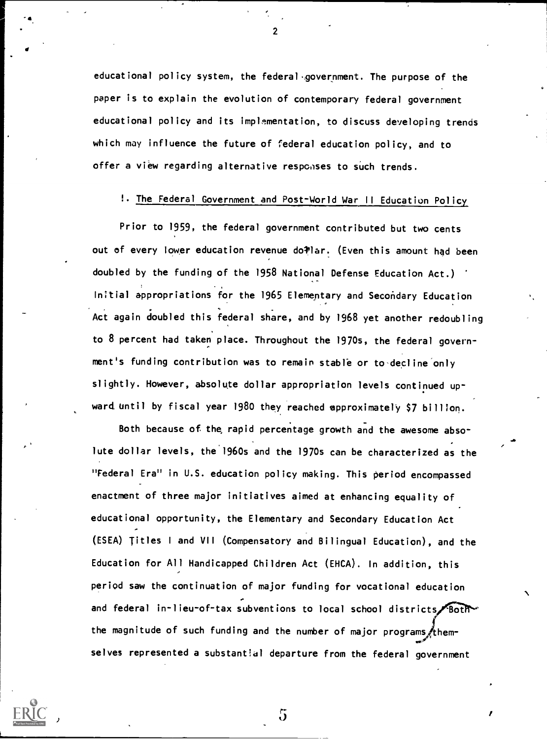educational policy system, the federal government. The purpose of the paper is to explain the evolution of contemporary federal government educational policy and its implementation, to discuss developing trends which may influence the future of federal education policy, and to offer a view regarding alternative responses to such trends.

## I. The Federal Government and Post-World War II Education Policy

Prior to 1959, the federal government contributed but two cents out of every lower education revenue dollar. (Even this amount had been doubled by the funding of the 1958 National Defense Education Act.) Initial appropriations for the 1965 Elementary and Secondary Education Act again doubled this federal share, and by 1968 yet another redoubling to 8 percent had taken place. Throughout the 1970s, the federal government's funding contribution was to remain stable or to decline only slightly. However, absolute dollar appropriation levels continued upward until by fiscal year 1980 they reached approximately $7 billion.

Both because of the rapid percentage growth and the awesome absolute dollar levels, the 1960s and the 1970s can be characterized as the "Federal Era" in U.S. education policy making. This period encompassed enactment of three major initiatives aimed at enhancing equality of educational opportunity, the Elementary and Secondary Education Act (ESEA) Titles I and VII (Compensatory and Bilingual Education), and the Education for All Handicapped Children Act (EHCA). In addition, this period saw the continuation of major funding for vocational education and federal in-lieu-of-tax subventions to local school districts. Both the magnitude of such funding and the number of major programs themselves represented a substantial departure from the federal government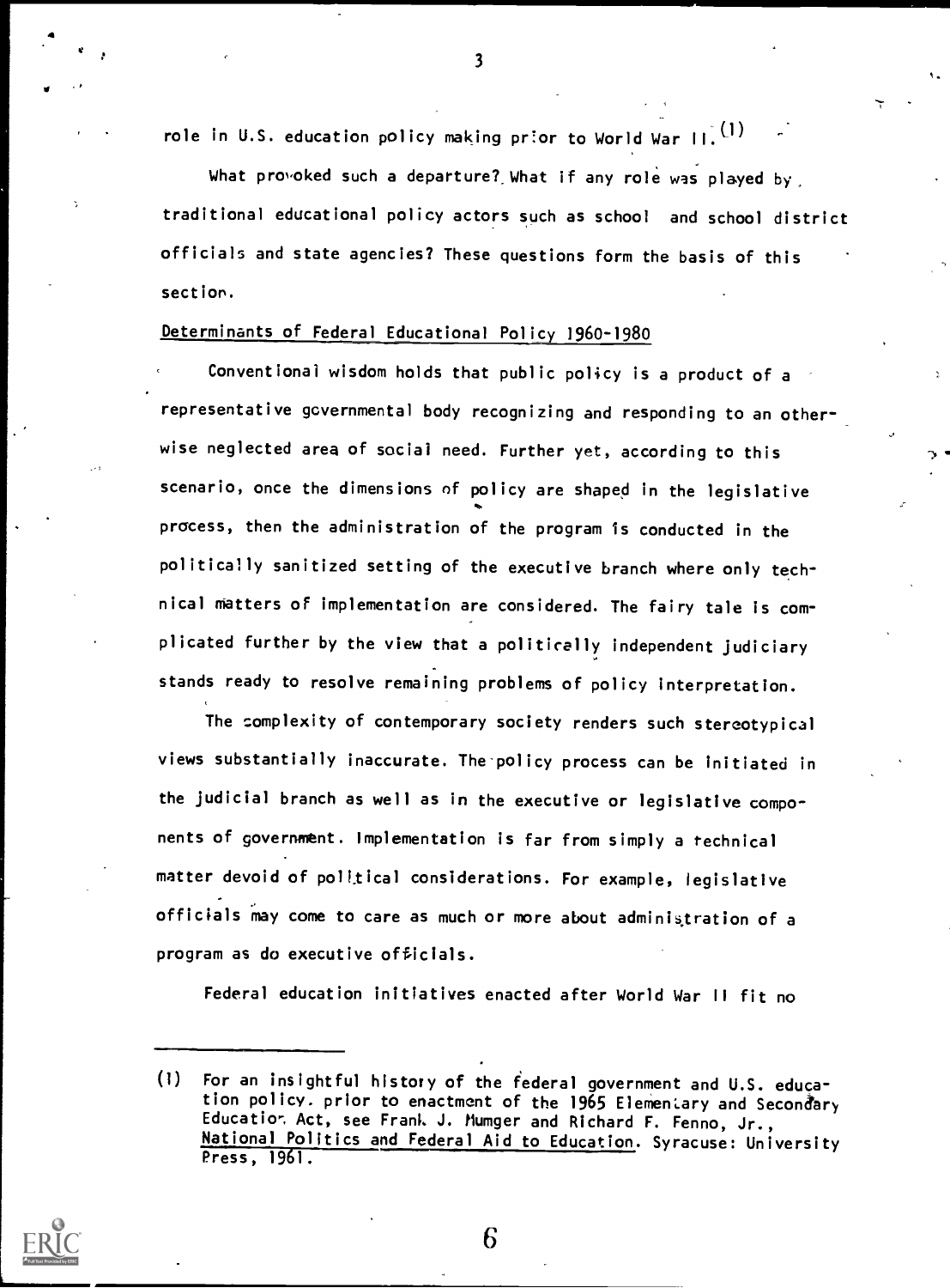role in U.S. education policy making prior to World War II.[1]

What provoked such a departure? What if any role was played by traditional educational policy actors such as school and school district officials and state agencies? These questions form the basis of this section.

## Determinants of Federal Educational Policy 1960-1980

Conventional wisdom holds that public policy is a product of a representative governmental body recognizing and responding to an otherwise neglected area of social need. Further yet, according to this scenario, once the dimensions of policy are shaped in the legislative process, then the administration of the program is conducted in the politically sanitized setting of the executive branch where only technical matters of implementation are considered. The fairy tale is complicated further by the view that a politically independent judiciary stands ready to resolve remaining problems of policy interpretation.

The complexity of contemporary society renders such stereotypical views substantially inaccurate. The policy process can be initiated in the judicial branch as well as in the executive or legislative components of government. Implementation is far from simply a technical matter devoid of political considerations. For example, legislative officials may come to care as much or more about administration of a program as do executive officials.

Federal education initiatives enacted after World War II fit no

---

(1) For an insightful history of the federal government and U.S. education policy prior to enactment of the 1965 Elementary and Secondary Education Act, see Frank J. Munger and Richard F. Fenno, Jr., *National Politics and Federal Aid to Education*. Syracuse: University Press, 1961.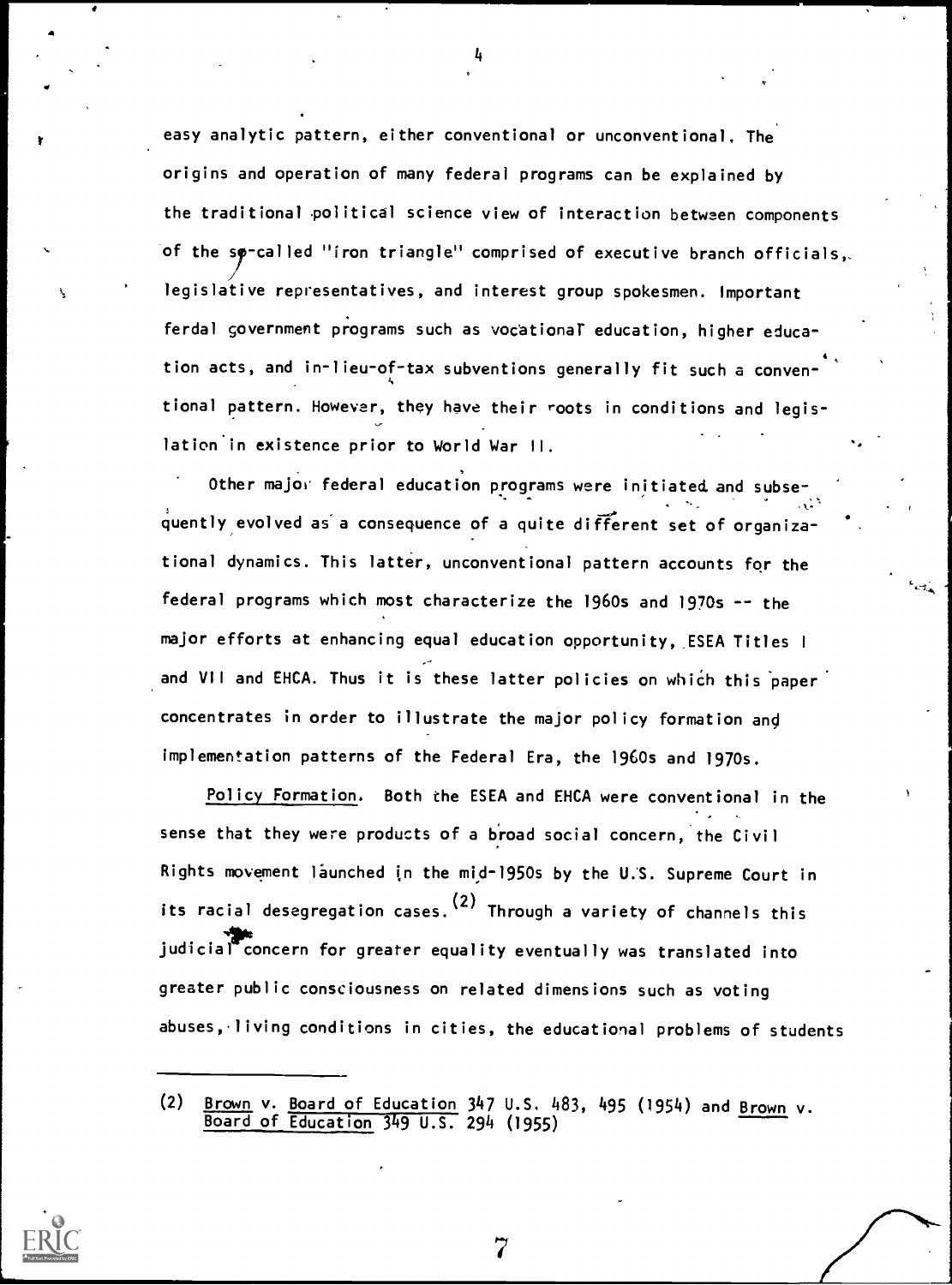easy analytic pattern, either conventional or unconventional. The origins and operation of many federal programs can be explained by the traditional political science view of interaction between components of the so-called "iron triangle" comprised of executive branch officials, legislative representatives, and interest group spokesmen. Important ferdal government programs such as vocational education, higher education acts, and in-lieu-of-tax subventions generally fit such a conventional pattern. However, they have their roots in conditions and legislation in existence prior to World War II.

Other major federal education programs were initiated and subsequently evolved as a consequence of a quite different set of organizational dynamics. This latter, unconventional pattern accounts for the federal programs which most characterize the 1960s and 1970s -- the major efforts at enhancing equal education opportunity, ESEA Titles I and VII and EHCA. Thus it is these latter policies on which this paper concentrates in order to illustrate the major policy formation and implementation patterns of the Federal Era, the 1960s and 1970s.

Policy Formation. Both the ESEA and EHCA were conventional in the sense that they were products of a broad social concern, the Civil Rights movement launched in the mid-1950s by the U.S. Supreme Court in its racial desegregation cases.[2] Through a variety of channels this judicial concern for greater equality eventually was translated into greater public consciousness on related dimensions such as voting abuses, living conditions in cities, the educational problems of students

---

(2) Brown v. Board of Education 347 U.S. 483, 495 (1954) and Brown v. Board of Education 349 U.S. 294 (1955)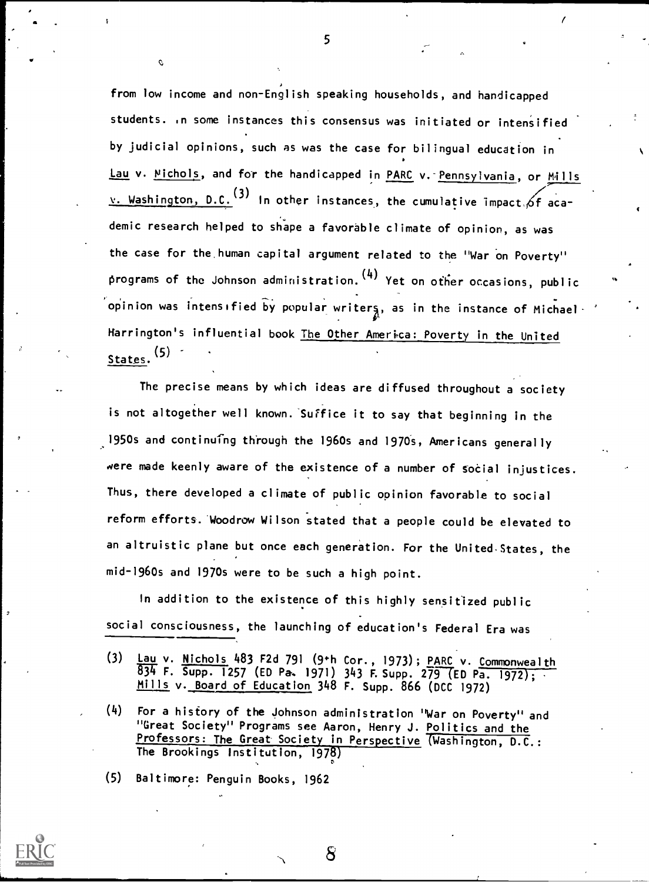from low income and non-English speaking households, and handicapped students. In some instances this consensus was initiated or intensified by judicial opinions, such as was the case for bilingual education in Lau v. Nichols, and for the handicapped in PARC v. Pennsylvania, or Mills v. Washington, D.C.[3] In other instances, the cumulative impact of academic research helped to shape a favorable climate of opinion, as was the case for the human capital argument related to the "War on Poverty" programs of the Johnson administration.[4] Yet on other occasions, public opinion was intensified by popular writers, as in the instance of Michael Harrington's influential book The Other America: Poverty in the United States.[5]

The precise means by which ideas are diffused throughout a society is not altogether well known. Suffice it to say that beginning in the 1950s and continuing through the 1960s and 1970s, Americans generally were made keenly aware of the existence of a number of social injustices. Thus, there developed a climate of public opinion favorable to social reform efforts. Woodrow Wilson stated that a people could be elevated to an altruistic plane but once each generation. For the United States, the mid-1960s and 1970s were to be such a high point.

In addition to the existence of this highly sensitized public social consciousness, the launching of education's Federal Era was

(3) Lau v. Nichols 483 F2d 791 (9th Cor., 1973); PARC v. Commonwealth 834 F. Supp. 1257 (ED Pa. 1971) 343 F. Supp. 279 (ED Pa. 1972); Mills v. Board of Education 348 F. Supp. 866 (DCC 1972)

(4) For a history of the Johnson administration "War on Poverty" and "Great Society" Programs see Aaron, Henry J. Politics and the Professors: The Great Society in Perspective (Washington, D.C.: The Brookings Institution, 1978)

(5) Baltimore: Penguin Books, 1962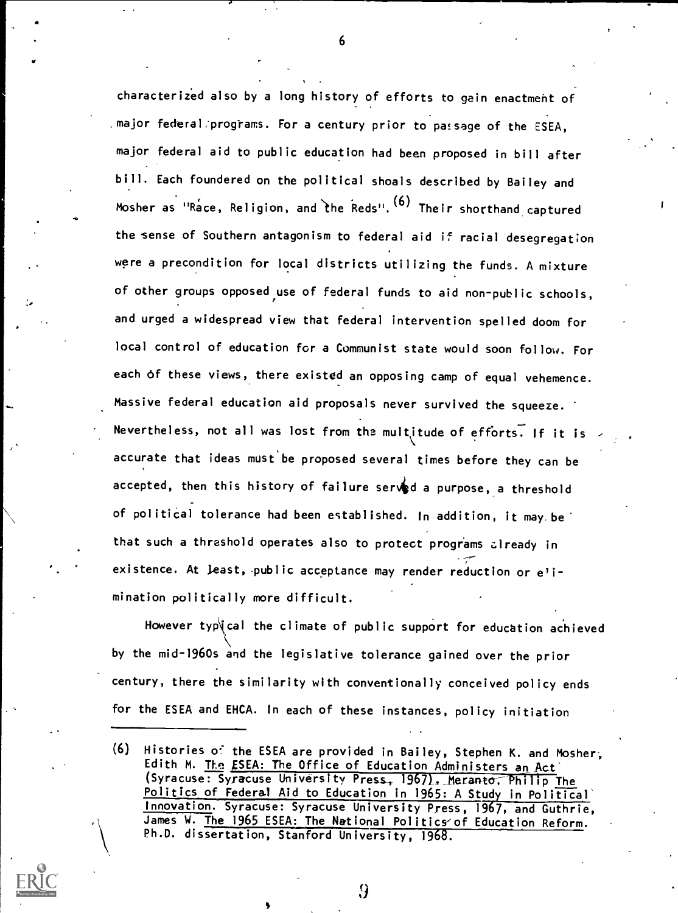characterized also by a long history of efforts to gain enactment of major federal programs. For a century prior to passage of the ESEA, major federal aid to public education had been proposed in bill after bill. Each foundered on the political shoals described by Bailey and Mosher as "Race, Religion, and the Reds".[6] Their shorthand captured the sense of Southern antagonism to federal aid if racial desegregation were a precondition for local districts utilizing the funds. A mixture of other groups opposed use of federal funds to aid non-public schools, and urged a widespread view that federal intervention spelled doom for local control of education for a Communist state would soon follow. For each of these views, there existed an opposing camp of equal vehemence. Massive federal education aid proposals never survived the squeeze. Nevertheless, not all was lost from the multitude of efforts. If it is accurate that ideas must be proposed several times before they can be accepted, then this history of failure served a purpose, a threshold of political tolerance had been established. In addition, it may be that such a threshold operates also to protect programs already in existence. At least, public acceptance may render reduction or elimination politically more difficult.

However typical the climate of public support for education achieved by the mid-1960s and the legislative tolerance gained over the prior century, there the similarity with conventionally conceived policy ends for the ESEA and EHCA. In each of these instances, policy initiation

---

(6) Histories of the ESEA are provided in Bailey, Stephen K. and Mosher, Edith M. The ESEA: The Office of Education Administers an Act (Syracuse: Syracuse University Press, 1967). Meranto, Philip The Politics of Federal Aid to Education in 1965: A Study in Political Innovation. Syracuse: Syracuse University Press, 1967, and Guthrie, James W. The 1965 ESEA: The National Politics of Education Reform. Ph.D. dissertation, Stanford University, 1968.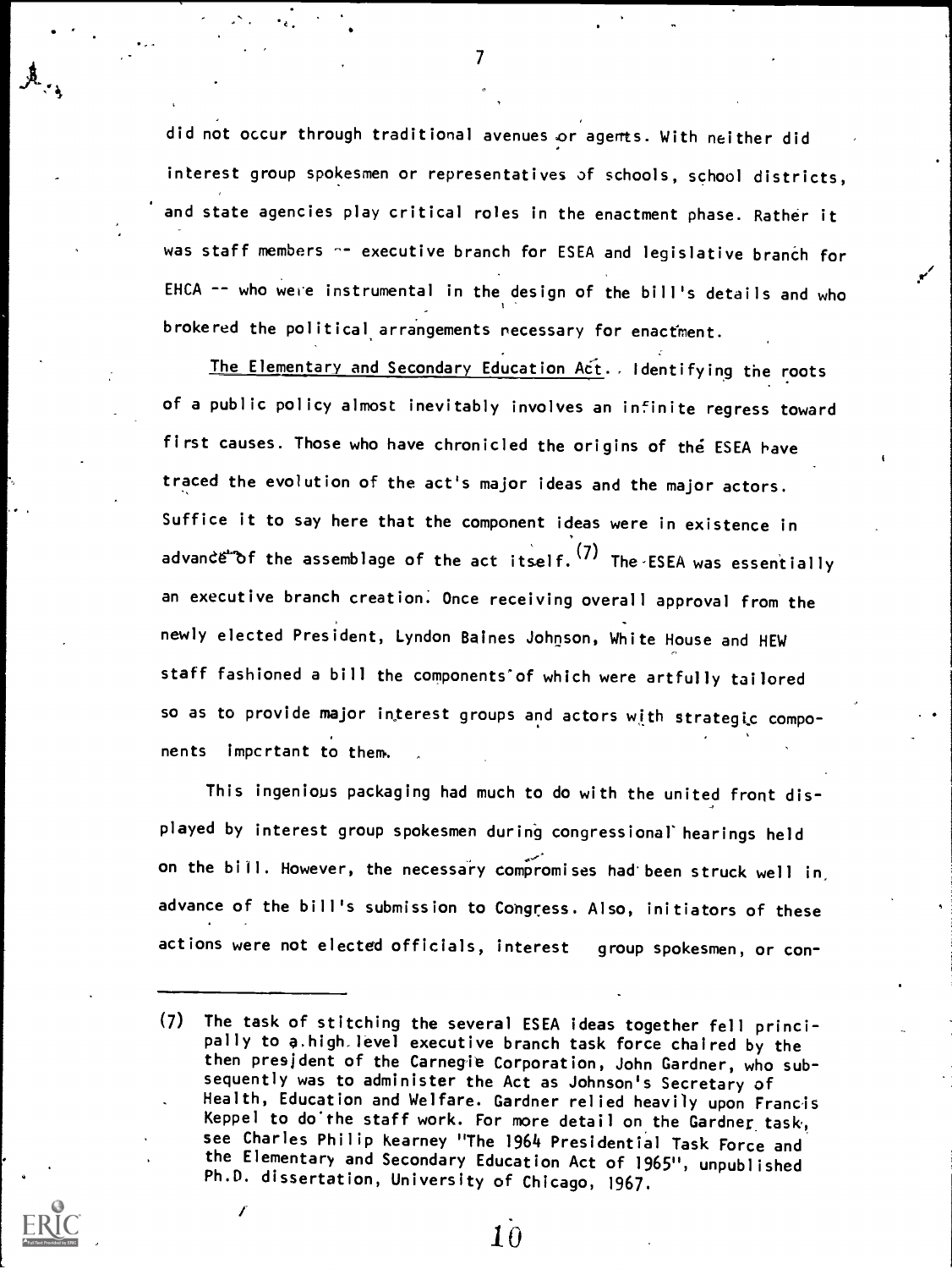did not occur through traditional avenues or agents. With neither did interest group spokesmen or representatives of schools, school districts, and state agencies play critical roles in the enactment phase. Rather it was staff members -- executive branch for ESEA and legislative branch for EHCA -- who were instrumental in the design of the bill's details and who brokered the political arrangements necessary for enactment.

<u>The Elementary and Secondary Education Act</u>. Identifying the roots of a public policy almost inevitably involves an infinite regress toward first causes. Those who have chronicled the origins of the ESEA have traced the evolution of the act's major ideas and the major actors. Suffice it to say here that the component ideas were in existence in advance of the assemblage of the act itself.[(7)] The ESEA was essentially an executive branch creation. Once receiving overall approval from the newly elected President, Lyndon Baines Johnson, White House and HEW staff fashioned a bill the components of which were artfully tailored so as to provide major interest groups and actors with strategic components important to them.

This ingenious packaging had much to do with the united front displayed by interest group spokesmen during congressional hearings held on the bill. However, the necessary compromises had been struck well in advance of the bill's submission to Congress. Also, initiators of these actions were not elected officials, interest group spokesmen, or con-

---

(7) The task of stitching the several ESEA ideas together fell principally to a high level executive branch task force chaired by the then president of the Carnegie Corporation, John Gardner, who subsequently was to administer the Act as Johnson's Secretary of Health, Education and Welfare. Gardner relied heavily upon Francis Keppel to do the staff work. For more detail on the Gardner task, see Charles Philip Kearney "The 1964 Presidential Task Force and the Elementary and Secondary Education Act of 1965", unpublished Ph.D. dissertation, University of Chicago, 1967.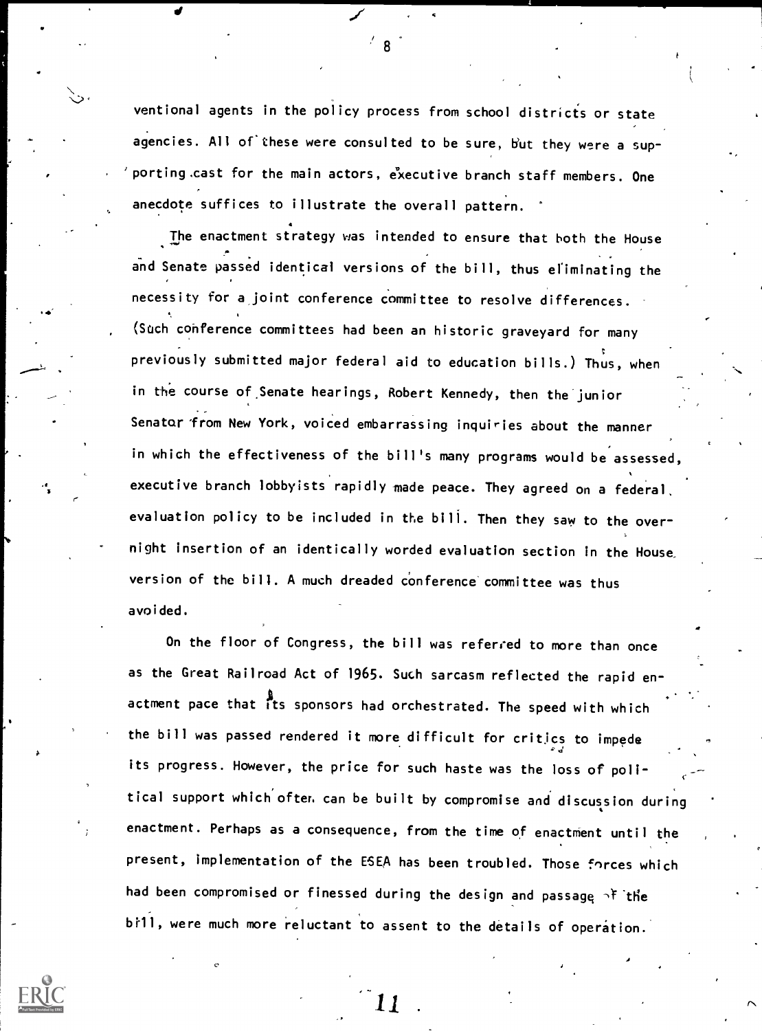ventional agents in the policy process from school districts or state agencies. All of these were consulted to be sure, but they were a supporting cast for the main actors, executive branch staff members. One anecdote suffices to illustrate the overall pattern.

The enactment strategy was intended to ensure that both the House and Senate passed identical versions of the bill, thus eliminating the necessity for a joint conference committee to resolve differences. (Such conference committees had been an historic graveyard for many previously submitted major federal aid to education bills.) Thus, when in the course of Senate hearings, Robert Kennedy, then the junior Senator from New York, voiced embarrassing inquiries about the manner in which the effectiveness of the bill's many programs would be assessed, executive branch lobbyists rapidly made peace. They agreed on a federal evaluation policy to be included in the bill. Then they saw to the overnight insertion of an identically worded evaluation section in the House version of the bill. A much dreaded conference committee was thus avoided.

On the floor of Congress, the bill was referred to more than once as the Great Railroad Act of 1965. Such sarcasm reflected the rapid enactment pace that its sponsors had orchestrated. The speed with which the bill was passed rendered it more difficult for critics to impede its progress. However, the price for such haste was the loss of political support which often can be built by compromise and discussion during enactment. Perhaps as a consequence, from the time of enactment until the present, implementation of the ESEA has been troubled. Those forces which had been compromised or finessed during the design and passage of the bill, were much more reluctant to assent to the details of operation.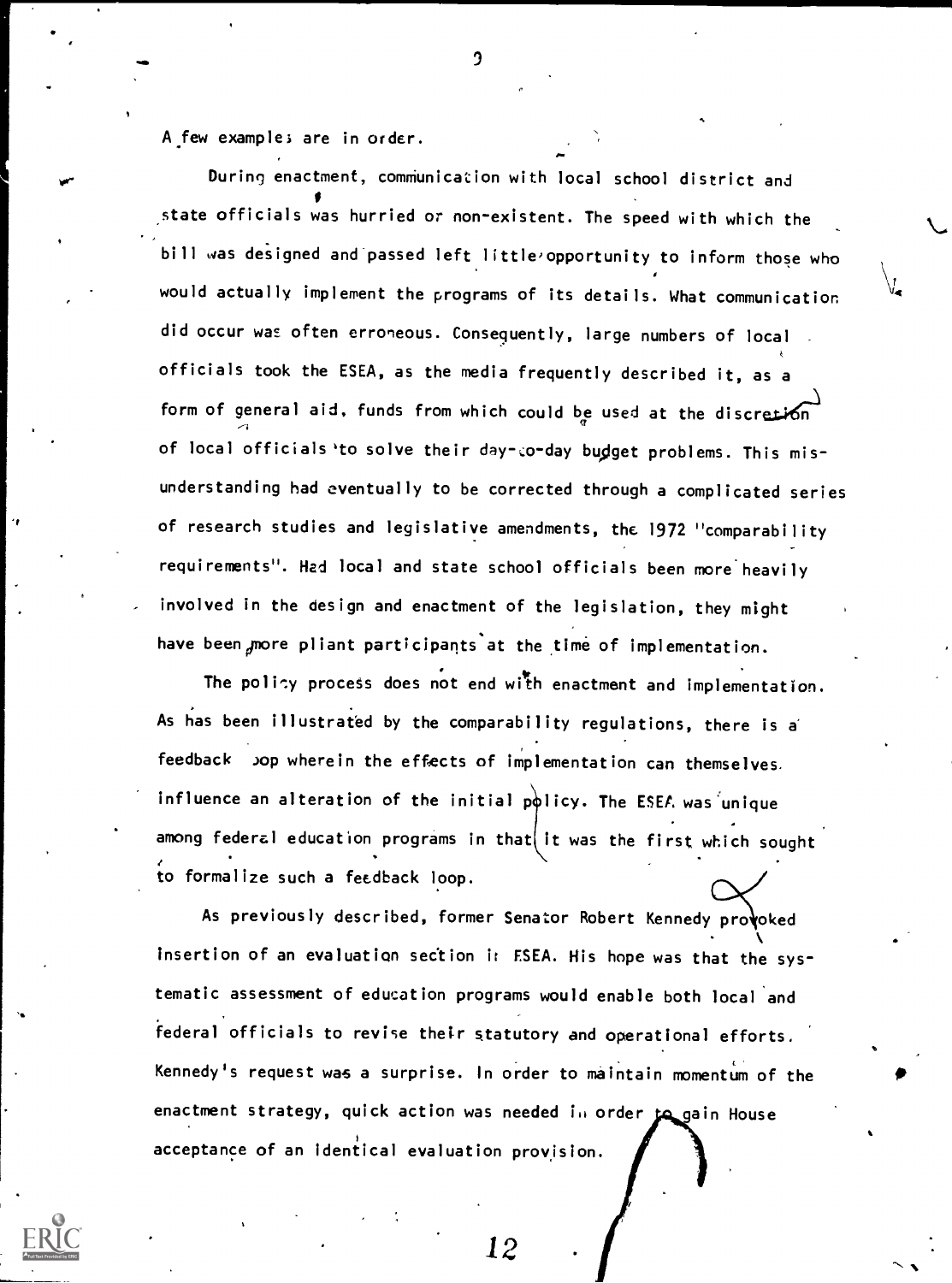A few examples are in order.

During enactment, communication with local school district and state officials was hurried or non-existent. The speed with which the bill was designed and passed left little opportunity to inform those who would actually implement the programs of its details. What communication did occur was often erroneous. Consequently, large numbers of local officials took the ESEA, as the media frequently described it, as a form of general aid, funds from which could be used at the discretion of local officials to solve their day-to-day budget problems. This misunderstanding had eventually to be corrected through a complicated series of research studies and legislative amendments, the 1972 "comparability requirements". Had local and state school officials been more heavily involved in the design and enactment of the legislation, they might have been more pliant participants at the time of implementation.

The policy process does not end with enactment and implementation. As has been illustrated by the comparability regulations, there is a feedback loop wherein the effects of implementation can themselves influence an alteration of the initial policy. The ESEA was unique among federal education programs in that it was the first which sought to formalize such a feedback loop.

As previously described, former Senator Robert Kennedy provoked insertion of an evaluation section in ESEA. His hope was that the systematic assessment of education programs would enable both local and federal officials to revise their statutory and operational efforts. Kennedy's request was a surprise. In order to maintain momentum of the enactment strategy, quick action was needed in order to gain House acceptance of an identical evaluation provision.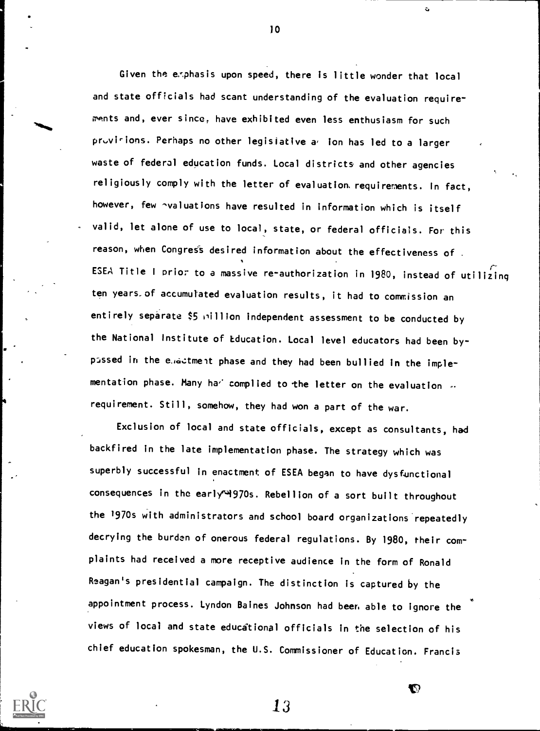Given the emphasis upon speed, there is little wonder that local and state officials had scant understanding of the evaluation requirements and, ever since, have exhibited even less enthusiasm for such provisions. Perhaps no other legislative action has led to a larger waste of federal education funds. Local districts and other agencies religiously comply with the letter of evaluation requirements. In fact, however, few evaluations have resulted in information which is itself valid, let alone of use to local, state, or federal officials. For this reason, when Congress desired information about the effectiveness of ESEA Title I prior to a massive re-authorization in 1980, instead of utilizing ten years of accumulated evaluation results, it had to commission an entirely separate $5 million independent assessment to be conducted by the National Institute of Education. Local level educators had been bypassed in the enactment phase and they had been bullied in the implementation phase. Many had complied to the letter on the evaluation requirement. Still, somehow, they had won a part of the war.

Exclusion of local and state officials, except as consultants, had backfired in the late implementation phase. The strategy which was superbly successful in enactment of ESEA began to have dysfunctional consequences in the early 1970s. Rebellion of a sort built throughout the 1970s with administrators and school board organizations repeatedly decrying the burden of onerous federal regulations. By 1980, their complaints had received a more receptive audience in the form of Ronald Reagan's presidential campaign. The distinction is captured by the appointment process. Lyndon Baines Johnson had been able to ignore the views of local and state educational officials in the selection of his chief education spokesman, the U.S. Commissioner of Education. Francis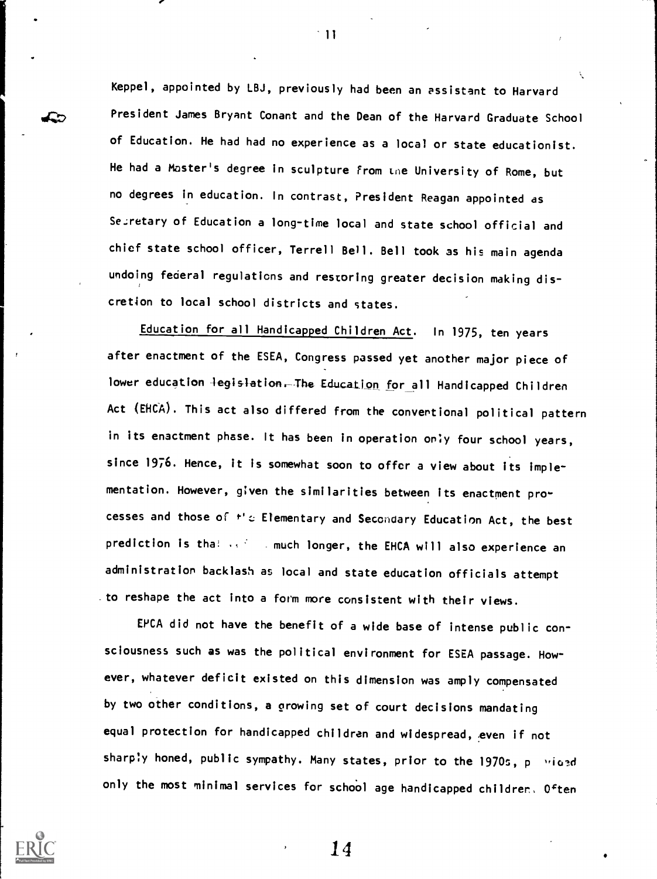Keppel, appointed by LBJ, previously had been an assistant to Harvard President James Bryant Conant and the Dean of the Harvard Graduate School of Education. He had had no experience as a local or state educationist. He had a Master's degree in sculpture from the University of Rome, but no degrees in education. In contrast, President Reagan appointed as Secretary of Education a long-time local and state school official and chief state school officer, Terrell Bell. Bell took as his main agenda undoing federal regulations and restoring greater decision making discretion to local school districts and states.

<u>Education for all Handicapped Children Act</u>. In 1975, ten years after enactment of the ESEA, Congress passed yet another major piece of lower education legislation. The Education for all Handicapped Children Act (EHCA). This act also differed from the conventional political pattern in its enactment phase. It has been in operation only four school years, since 1976. Hence, it is somewhat soon to offer a view about its implementation. However, given the similarities between its enactment processes and those of the Elementary and Secondary Education Act, the best prediction is that ... much longer, the EHCA will also experience an administration backlash as local and state education officials attempt to reshape the act into a form more consistent with their views.

EHCA did not have the benefit of a wide base of intense public consciousness such as was the political environment for ESEA passage. However, whatever deficit existed on this dimension was amply compensated by two other conditions, a growing set of court decisions mandating equal protection for handicapped children and widespread, even if not sharply honed, public sympathy. Many states, prior to the 1970s, provided only the most minimal services for school age handicapped children. Often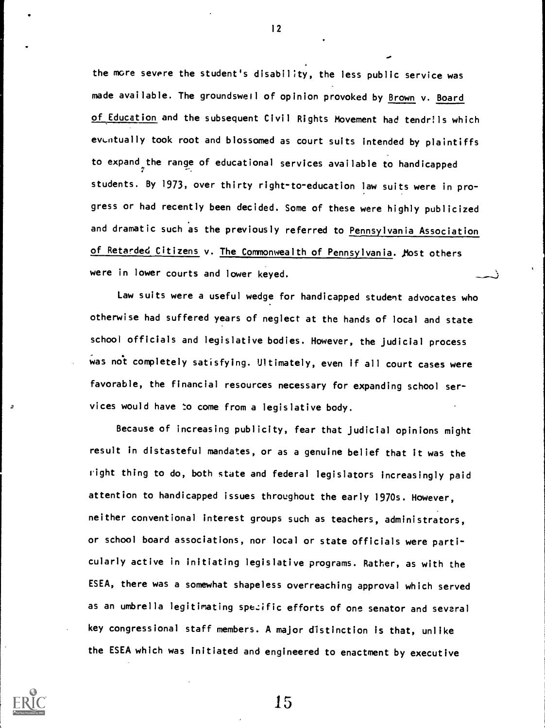the more severe the student's disability, the less public service was made available. The groundswell of opinion provoked by Brown v. Board of Education and the subsequent Civil Rights Movement had tendrils which eventually took root and blossomed as court suits intended by plaintiffs to expand the range of educational services available to handicapped students. By 1973, over thirty right-to-education law suits were in progress or had recently been decided. Some of these were highly publicized and dramatic such as the previously referred to Pennsylvania Association of Retarded Citizens v. The Commonwealth of Pennsylvania. Most others were in lower courts and lower keyed.

Law suits were a useful wedge for handicapped student advocates who otherwise had suffered years of neglect at the hands of local and state school officials and legislative bodies. However, the judicial process was not completely satisfying. Ultimately, even if all court cases were favorable, the financial resources necessary for expanding school services would have to come from a legislative body.

Because of increasing publicity, fear that judicial opinions might result in distasteful mandates, or as a genuine belief that it was the right thing to do, both state and federal legislators increasingly paid attention to handicapped issues throughout the early 1970s. However, neither conventional interest groups such as teachers, administrators, or school board associations, nor local or state officials were particularly active in initiating legislative programs. Rather, as with the ESEA, there was a somewhat shapeless overreaching approval which served as an umbrella legitimating specific efforts of one senator and several key congressional staff members. A major distinction is that, unlike the ESEA which was initiated and engineered to enactment by executive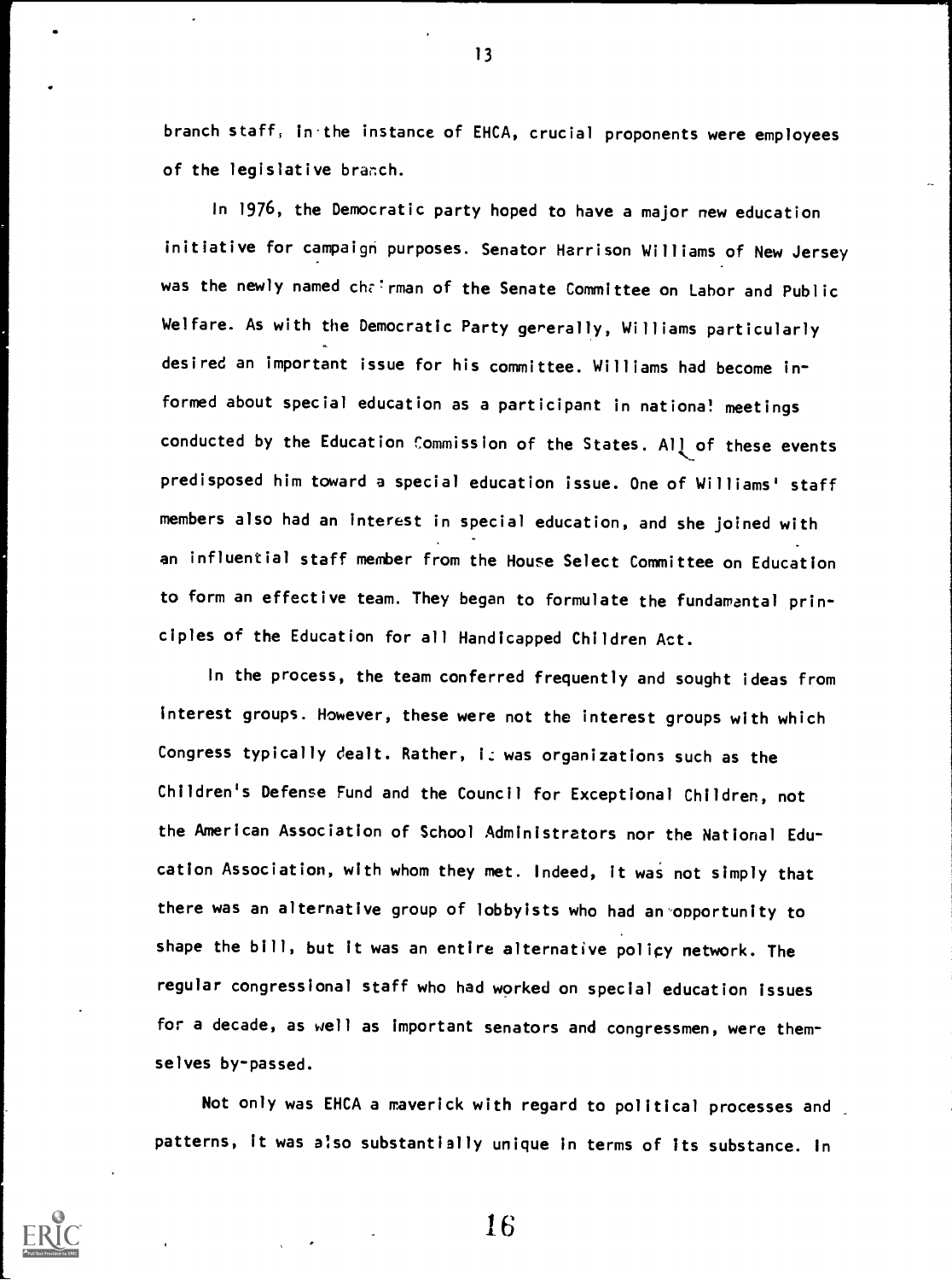branch staff, in the instance of EHCA, crucial proponents were employees of the legislative branch.

In 1976, the Democratic party hoped to have a major new education initiative for campaign purposes. Senator Harrison Williams of New Jersey was the newly named chairman of the Senate Committee on Labor and Public Welfare. As with the Democratic Party generally, Williams particularly desired an important issue for his committee. Williams had become informed about special education as a participant in national meetings conducted by the Education Commission of the States. All of these events predisposed him toward a special education issue. One of Williams' staff members also had an interest in special education, and she joined with an influential staff member from the House Select Committee on Education to form an effective team. They began to formulate the fundamental principles of the Education for all Handicapped Children Act.

In the process, the team conferred frequently and sought ideas from interest groups. However, these were not the interest groups with which Congress typically dealt. Rather, it was organizations such as the Children's Defense Fund and the Council for Exceptional Children, not the American Association of School Administrators nor the National Education Association, with whom they met. Indeed, it was not simply that there was an alternative group of lobbyists who had an opportunity to shape the bill, but it was an entire alternative policy network. The regular congressional staff who had worked on special education issues for a decade, as well as important senators and congressmen, were themselves by-passed.

Not only was EHCA a maverick with regard to political processes and patterns, it was also substantially unique in terms of its substance. In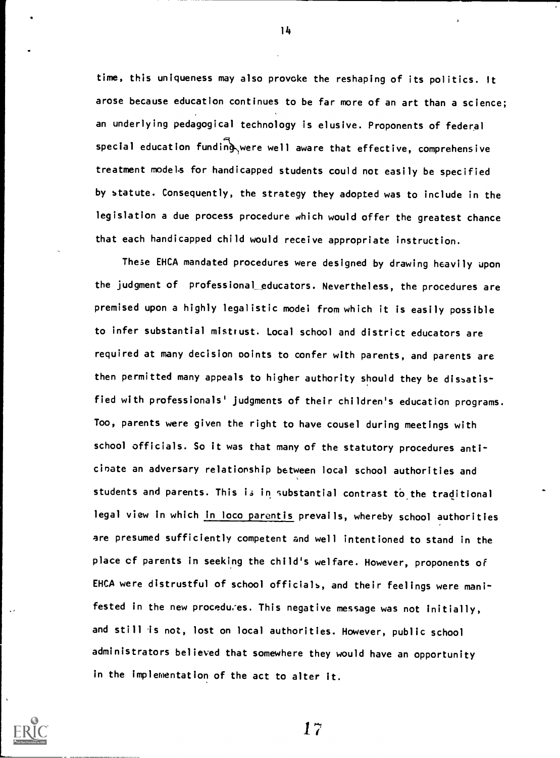time, this uniqueness may also provoke the reshaping of its politics. It arose because education continues to be far more of an art than a science; an underlying pedagogical technology is elusive. Proponents of federal special education funding were well aware that effective, comprehensive treatment models for handicapped students could not easily be specified by statute. Consequently, the strategy they adopted was to include in the legislation a due process procedure which would offer the greatest chance that each handicapped child would receive appropriate instruction.

These EHCA mandated procedures were designed by drawing heavily upon the judgment of professional educators. Nevertheless, the procedures are premised upon a highly legalistic model from which it is easily possible to infer substantial mistrust. Local school and district educators are required at many decision points to confer with parents, and parents are then permitted many appeals to higher authority should they be dissatisfied with professionals' judgments of their children's education programs. Too, parents were given the right to have cousel during meetings with school officials. So it was that many of the statutory procedures anticipate an adversary relationship between local school authorities and students and parents. This is in substantial contrast to the traditional legal view in which <u>in loco parentis</u> prevails, whereby school authorities are presumed sufficiently competent and well intentioned to stand in the place of parents in seeking the child's welfare. However, proponents of EHCA were distrustful of school officials, and their feelings were manifested in the new procedures. This negative message was not initially, and still is not, lost on local authorities. However, public school administrators believed that somewhere they would have an opportunity in the implementation of the act to alter it.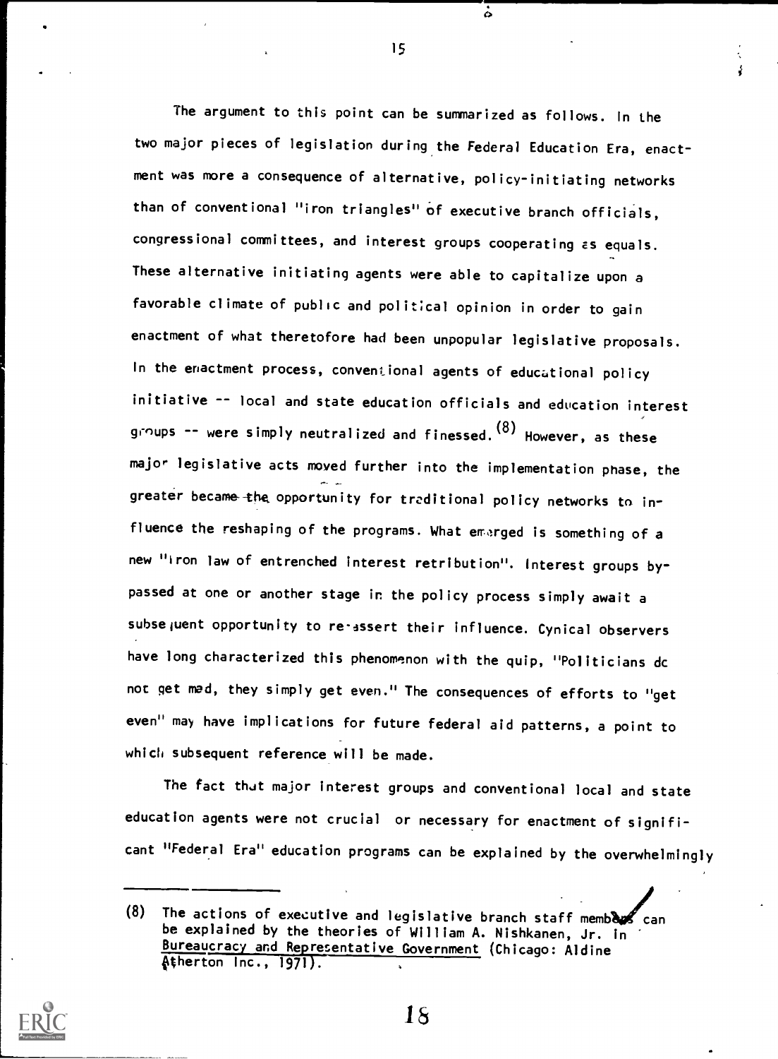The argument to this point can be summarized as follows. In the two major pieces of legislation during the Federal Education Era, enactment was more a consequence of alternative, policy-initiating networks than of conventional "iron triangles" of executive branch officials, congressional committees, and interest groups cooperating as equals. These alternative initiating agents were able to capitalize upon a favorable climate of public and political opinion in order to gain enactment of what theretofore had been unpopular legislative proposals. In the enactment process, conventional agents of educational policy initiative -- local and state education officials and education interest groups -- were simply neutralized and finessed.(8) However, as these major legislative acts moved further into the implementation phase, the greater became the opportunity for traditional policy networks to influence the reshaping of the programs. What emerged is something of a new "iron law of entrenched interest retribution". Interest groups bypassed at one or another stage in the policy process simply await a subsequent opportunity to re-assert their influence. Cynical observers have long characterized this phenomenon with the quip, "Politicians do not get mad, they simply get even." The consequences of efforts to "get even" may have implications for future federal aid patterns, a point to which subsequent reference will be made.

The fact that major interest groups and conventional local and state education agents were not crucial or necessary for enactment of significant "Federal Era" education programs can be explained by the overwhelmingly

---

(8) The actions of executive and legislative branch staff members can be explained by the theories of William A. Nishkanen, Jr. in Bureaucracy and Representative Government (Chicago: Aldine Atherton Inc., 1971).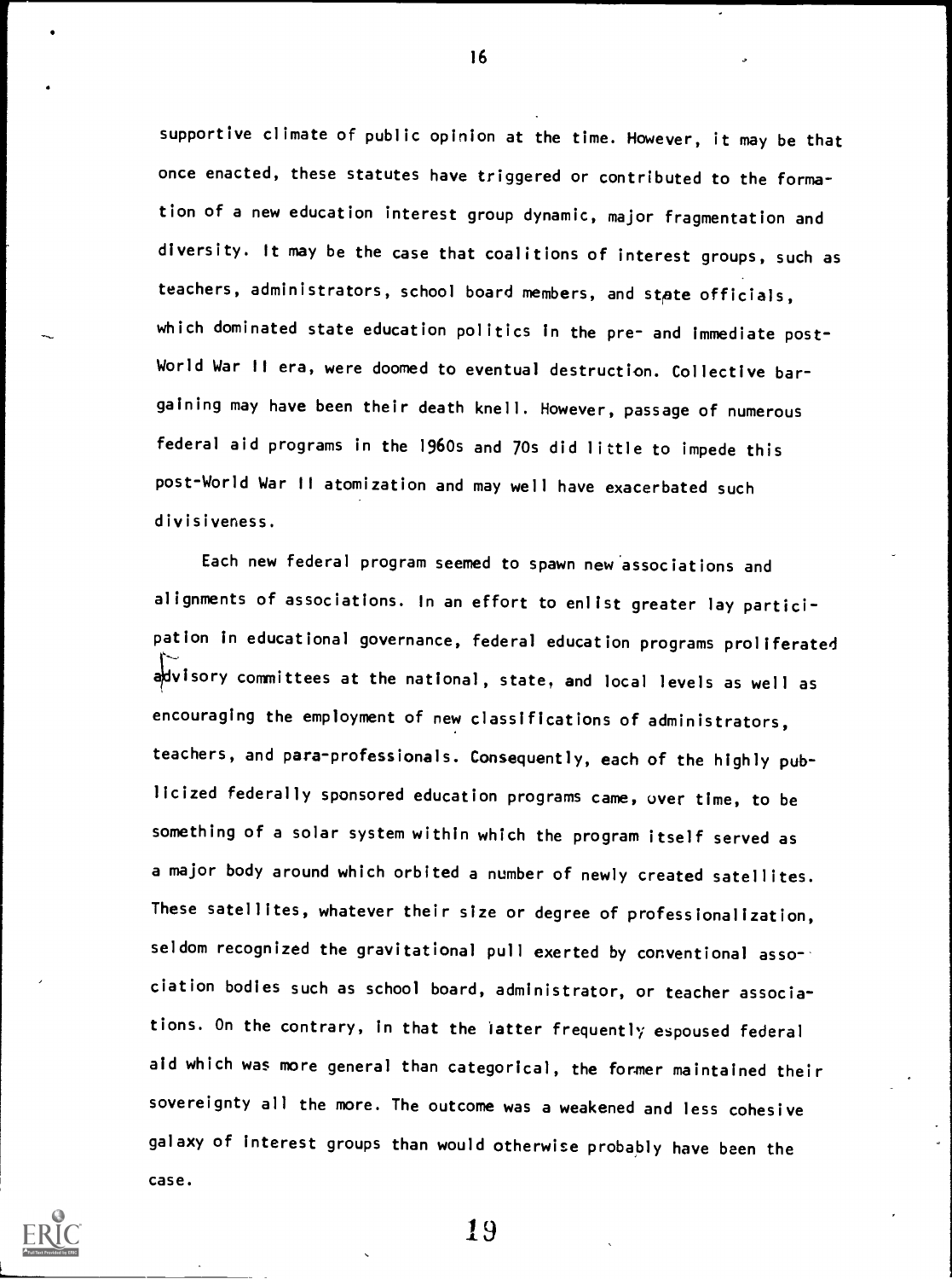supportive climate of public opinion at the time. However, it may be that once enacted, these statutes have triggered or contributed to the formation of a new education interest group dynamic, major fragmentation and diversity. It may be the case that coalitions of interest groups, such as teachers, administrators, school board members, and state officials, which dominated state education politics in the pre- and immediate post-World War II era, were doomed to eventual destruction. Collective bargaining may have been their death knell. However, passage of numerous federal aid programs in the 1960s and 70s did little to impede this post-World War II atomization and may well have exacerbated such divisiveness.

Each new federal program seemed to spawn new associations and alignments of associations. In an effort to enlist greater lay participation in educational governance, federal education programs proliferated advisory committees at the national, state, and local levels as well as encouraging the employment of new classifications of administrators, teachers, and para-professionals. Consequently, each of the highly publicized federally sponsored education programs came, over time, to be something of a solar system within which the program itself served as a major body around which orbited a number of newly created satellites. These satellites, whatever their size or degree of professionalization, seldom recognized the gravitational pull exerted by conventional association bodies such as school board, administrator, or teacher associations. On the contrary, in that the latter frequently espoused federal aid which was more general than categorical, the former maintained their sovereignty all the more. The outcome was a weakened and less cohesive galaxy of interest groups than would otherwise probably have been the case.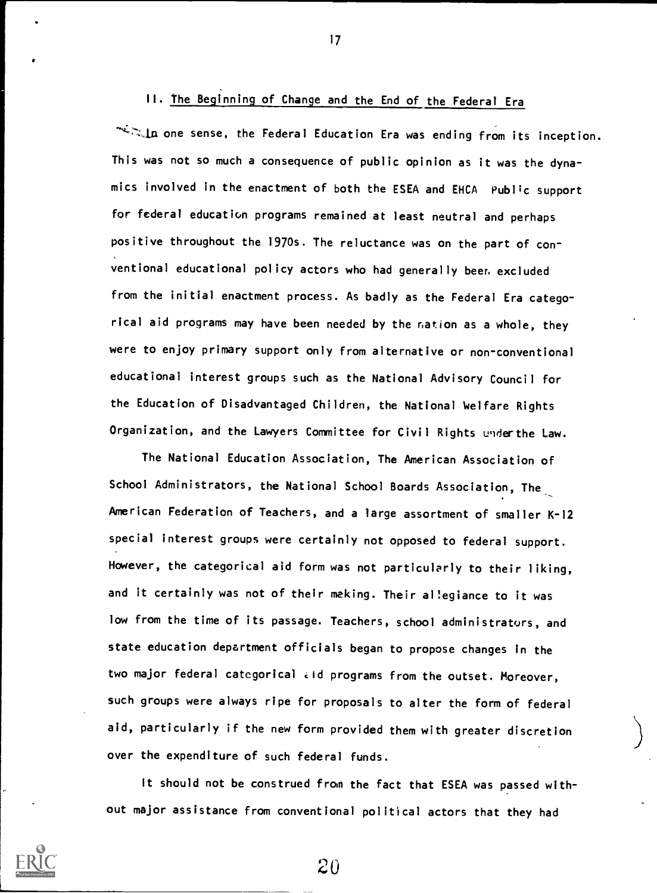## II. The Beginning of Change and the End of the Federal Era

In one sense, the Federal Education Era was ending from its inception. This was not so much a consequence of public opinion as it was the dynamics involved in the enactment of both the ESEA and EHCA. Public support for federal education programs remained at least neutral and perhaps positive throughout the 1970s. The reluctance was on the part of conventional educational policy actors who had generally been excluded from the initial enactment process. As badly as the Federal Era categorical aid programs may have been needed by the nation as a whole, they were to enjoy primary support only from alternative or non-conventional educational interest groups such as the National Advisory Council for the Education of Disadvantaged Children, the National Welfare Rights Organization, and the Lawyers Committee for Civil Rights under the Law.

The National Education Association, The American Association of School Administrators, the National School Boards Association, The American Federation of Teachers, and a large assortment of smaller K-12 special interest groups were certainly not opposed to federal support. However, the categorical aid form was not particularly to their liking, and it certainly was not of their making. Their allegiance to it was low from the time of its passage. Teachers, school administrators, and state education department officials began to propose changes in the two major federal categorical aid programs from the outset. Moreover, such groups were always ripe for proposals to alter the form of federal aid, particularly if the new form provided them with greater discretion over the expenditure of such federal funds.

It should not be construed from the fact that ESEA was passed without major assistance from conventional political actors that they had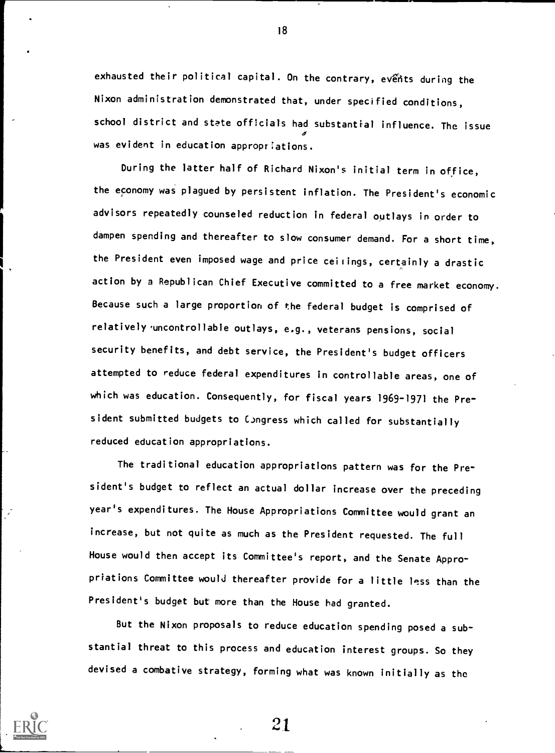exhausted their political capital. On the contrary, events during the Nixon administration demonstrated that, under specified conditions, school district and state officials had substantial influence. The issue was evident in education appropriations.

During the latter half of Richard Nixon's initial term in office, the economy was plagued by persistent inflation. The President's economic advisors repeatedly counseled reduction in federal outlays in order to dampen spending and thereafter to slow consumer demand. For a short time, the President even imposed wage and price ceilings, certainly a drastic action by a Republican Chief Executive committed to a free market economy. Because such a large proportion of the federal budget is comprised of relatively uncontrollable outlays, e.g., veterans pensions, social security benefits, and debt service, the President's budget officers attempted to reduce federal expenditures in controllable areas, one of which was education. Consequently, for fiscal years 1969-1971 the President submitted budgets to Congress which called for substantially reduced education appropriations.

The traditional education appropriations pattern was for the President's budget to reflect an actual dollar increase over the preceding year's expenditures. The House Appropriations Committee would grant an increase, but not quite as much as the President requested. The full House would then accept its Committee's report, and the Senate Appropriations Committee would thereafter provide for a little less than the President's budget but more than the House had granted.

But the Nixon proposals to reduce education spending posed a substantial threat to this process and education interest groups. So they devised a combative strategy, forming what was known initially as the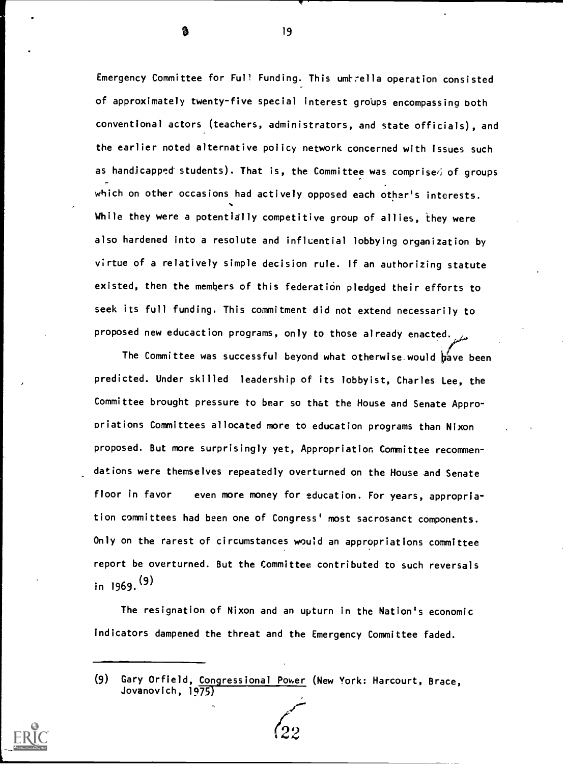Emergency Committee for Full Funding. This umbrella operation consisted of approximately twenty-five special interest groups encompassing both conventional actors (teachers, administrators, and state officials), and the earlier noted alternative policy network concerned with issues such as handicapped students). That is, the Committee was comprised of groups which on other occasions had actively opposed each other's interests. While they were a potentially competitive group of allies, they were also hardened into a resolute and influential lobbying organization by virtue of a relatively simple decision rule. If an authorizing statute existed, then the members of this federation pledged their efforts to seek its full funding. This commitment did not extend necessarily to proposed new educaction programs, only to those already enacted.

The Committee was successful beyond what otherwise would have been predicted. Under skilled leadership of its lobbyist, Charles Lee, the Committee brought pressure to bear so that the House and Senate Appropriations Committees allocated more to education programs than Nixon proposed. But more surprisingly yet, Appropriation Committee recommendations were themselves repeatedly overturned on the House and Senate floor in favor even more money for education. For years, appropriation committees had been one of Congress' most sacrosanct components. Only on the rarest of circumstances would an appropriations committee report be overturned. But the Committee contributed to such reversals in 1969.(9)

The resignation of Nixon and an upturn in the Nation's economic indicators dampened the threat and the Emergency Committee faded.

---

(9) Gary Orfield, Congressional Power (New York: Harcourt, Brace, Jovanovich, 1975)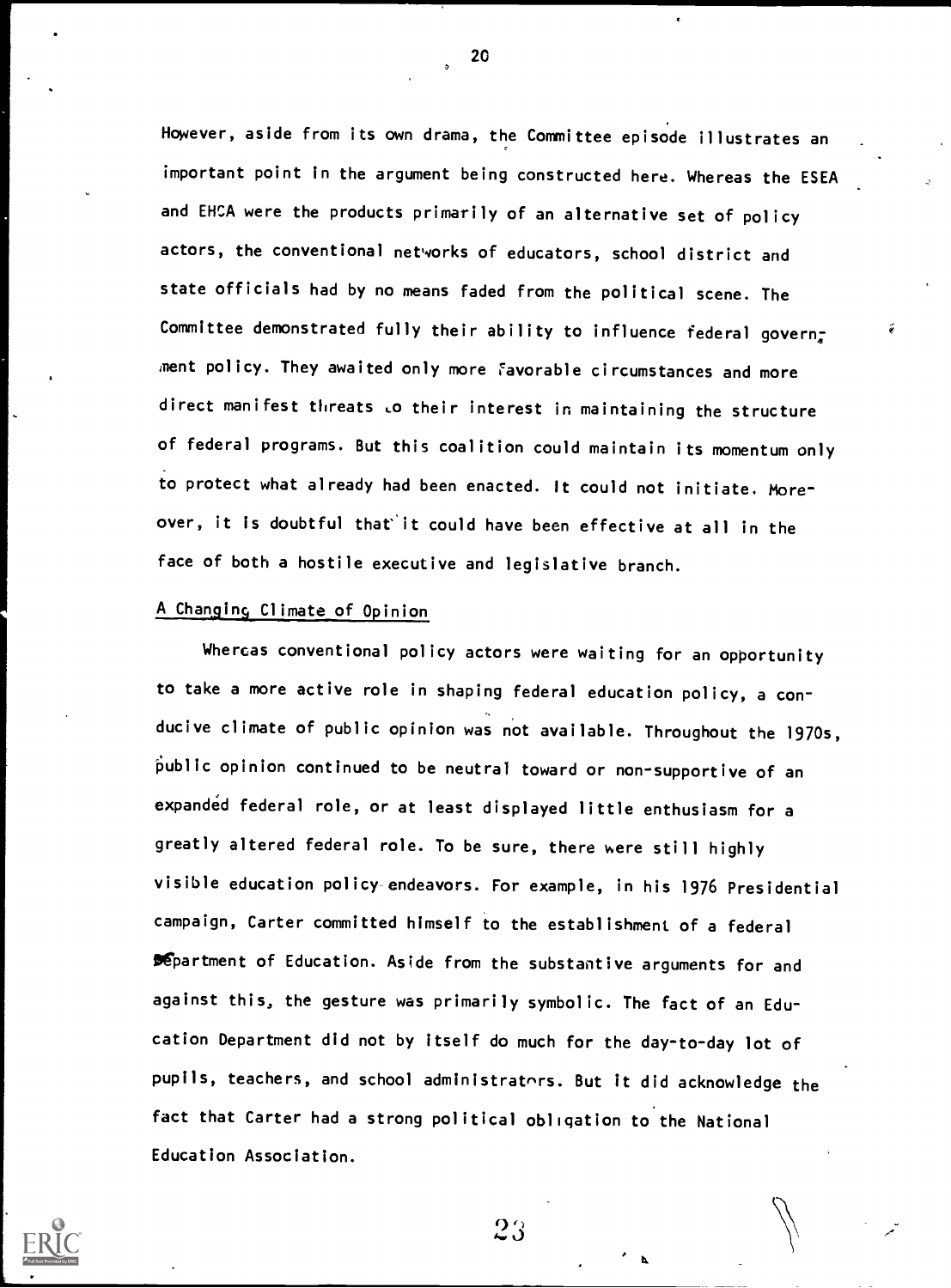However, aside from its own drama, the Committee episode illustrates an important point in the argument being constructed here. Whereas the ESEA and EHCA were the products primarily of an alternative set of policy actors, the conventional networks of educators, school district and state officials had by no means faded from the political scene. The Committee demonstrated fully their ability to influence federal government policy. They awaited only more favorable circumstances and more direct manifest threats to their interest in maintaining the structure of federal programs. But this coalition could maintain its momentum only to protect what already had been enacted. It could not initiate. Moreover, it is doubtful that it could have been effective at all in the face of both a hostile executive and legislative branch.

## A Changing Climate of Opinion

Whereas conventional policy actors were waiting for an opportunity to take a more active role in shaping federal education policy, a conducive climate of public opinion was not available. Throughout the 1970s, public opinion continued to be neutral toward or non-supportive of an expanded federal role, or at least displayed little enthusiasm for a greatly altered federal role. To be sure, there were still highly visible education policy endeavors. For example, in his 1976 Presidential campaign, Carter committed himself to the establishment of a federal Department of Education. Aside from the substantive arguments for and against this, the gesture was primarily symbolic. The fact of an Education Department did not by itself do much for the day-to-day lot of pupils, teachers, and school administrators. But it did acknowledge the fact that Carter had a strong political obligation to the National Education Association.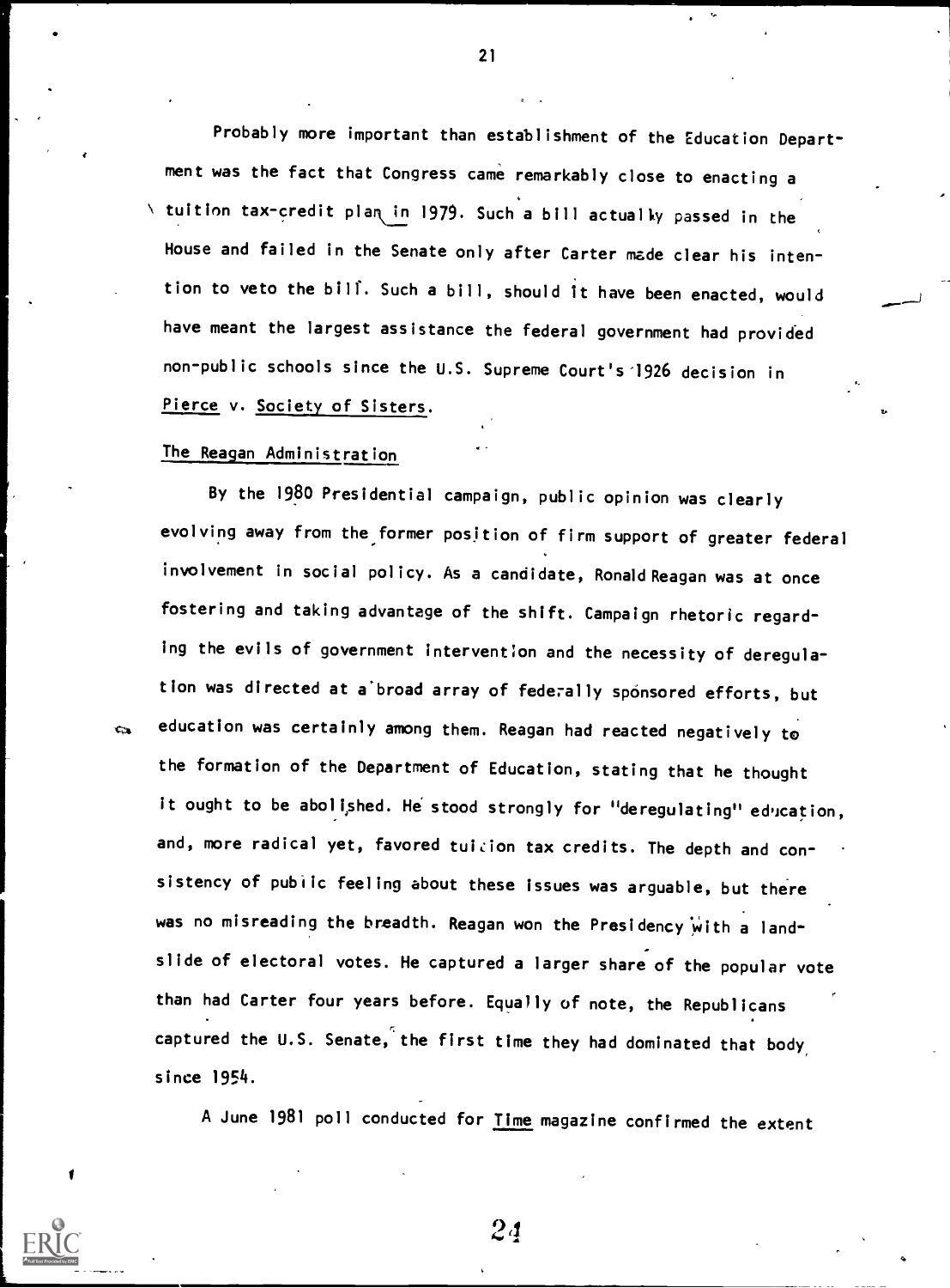Probably more important than establishment of the Education Department was the fact that Congress came remarkably close to enacting a tuition tax-credit plan in 1979. Such a bill actually passed in the House and failed in the Senate only after Carter made clear his intention to veto the bill. Such a bill, should it have been enacted, would have meant the largest assistance the federal government had provided non-public schools since the U.S. Supreme Court's 1926 decision in Pierce v. Society of Sisters.

## The Reagan Administration

By the 1980 Presidential campaign, public opinion was clearly evolving away from the former position of firm support of greater federal involvement in social policy. As a candidate, Ronald Reagan was at once fostering and taking advantage of the shift. Campaign rhetoric regarding the evils of government intervention and the necessity of deregulation was directed at a broad array of federally sponsored efforts, but education was certainly among them. Reagan had reacted negatively to the formation of the Department of Education, stating that he thought it ought to be abolished. He stood strongly for "deregulating" education, and, more radical yet, favored tuition tax credits. The depth and consistency of public feeling about these issues was arguable, but there was no misreading the breadth. Reagan won the Presidency with a landslide of electoral votes. He captured a larger share of the popular vote than had Carter four years before. Equally of note, the Republicans captured the U.S. Senate, the first time they had dominated that body since 1954.

A June 1981 poll conducted for *Time* magazine confirmed the extent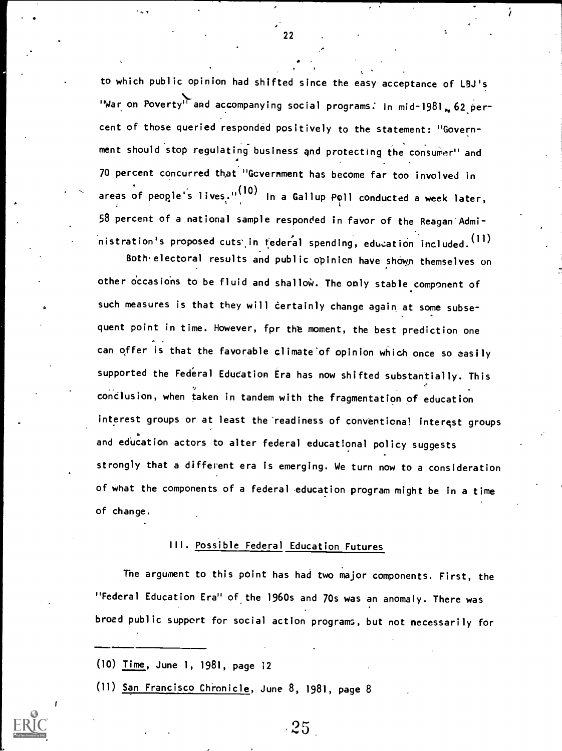to which public opinion had shifted since the easy acceptance of LBJ's "War on Poverty" and accompanying social programs. In mid-1981, 62 percent of those queried responded positively to the statement: "Government should stop regulating business and protecting the consumer" and 70 percent concurred that "Government has become far too involved in areas of people's lives."[10] In a Gallup Poll conducted a week later, 58 percent of a national sample responded in favor of the Reagan Administration's proposed cuts in federal spending, education included.[11]

Both electoral results and public opinion have shown themselves on other occasions to be fluid and shallow. The only stable component of such measures is that they will certainly change again at some subsequent point in time. However, for the moment, the best prediction one can offer is that the favorable climate of opinion which once so easily supported the Federal Education Era has now shifted substantially. This conclusion, when taken in tandem with the fragmentation of education interest groups or at least the readiness of conventional interest groups and education actors to alter federal educational policy suggests strongly that a different era is emerging. We turn now to a consideration of what the components of a federal education program might be in a time of change.

## III. Possible Federal Education Futures

The argument to this point has had two major components. First, the "Federal Education Era" of the 1960s and 70s was an anomaly. There was broad public support for social action programs, but not necessarily for

---

(10) Time, June 1, 1981, page 12

(11) San Francisco Chronicle, June 8, 1981, page 8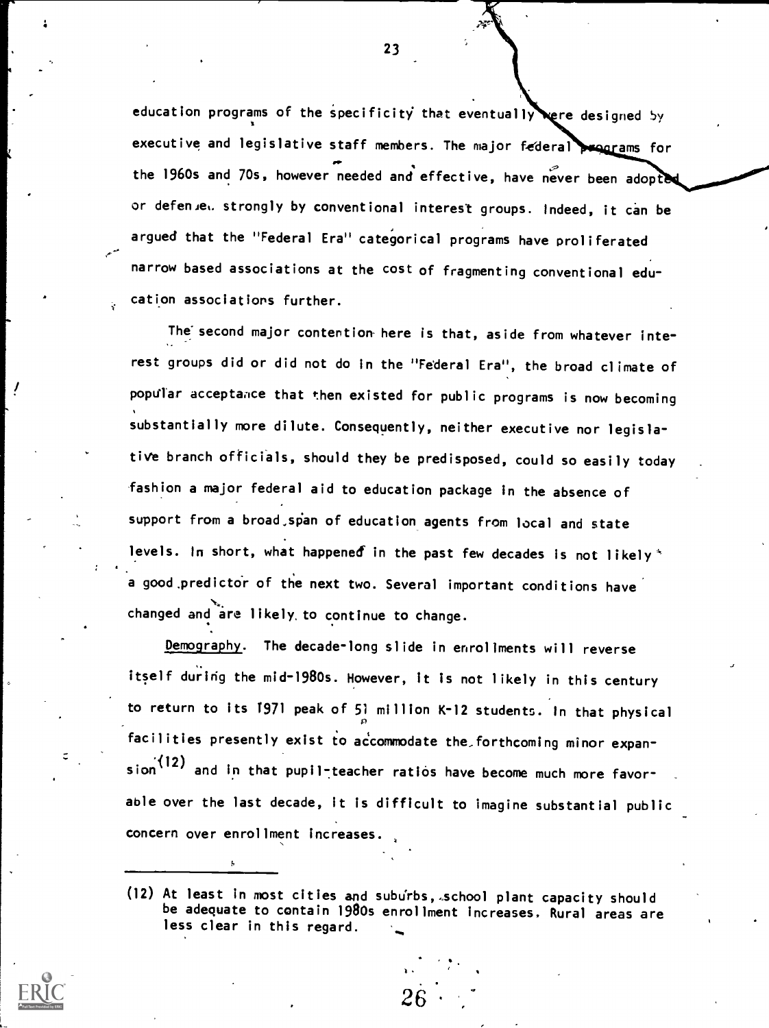education programs of the specificity that eventually were designed by executive and legislative staff members. The major federal programs for the 1960s and 70s, however needed and effective, have never been adopted or defended strongly by conventional interest groups. Indeed, it can be argued that the "Federal Era" categorical programs have proliferated narrow based associations at the cost of fragmenting conventional education associations further.

The second major contention here is that, aside from whatever interest groups did or did not do in the "Federal Era", the broad climate of popular acceptance that then existed for public programs is now becoming substantially more dilute. Consequently, neither executive nor legislative branch officials, should they be predisposed, could so easily today fashion a major federal aid to education package in the absence of support from a broad span of education agents from local and state levels. In short, what happened in the past few decades is not likely a good predictor of the next two. Several important conditions have changed and are likely to continue to change.

<u>Demography</u>. The decade-long slide in enrollments will reverse itself during the mid-1980s. However, it is not likely in this century to return to its 1971 peak of 51 million K-12 students. In that physical facilities presently exist to accommodate the forthcoming minor expansion[(12)] and in that pupil-teacher ratios have become much more favorable over the last decade, it is difficult to imagine substantial public concern over enrollment increases.

---

(12) At least in most cities and suburbs, school plant capacity should be adequate to contain 1980s enrollment increases. Rural areas are less clear in this regard.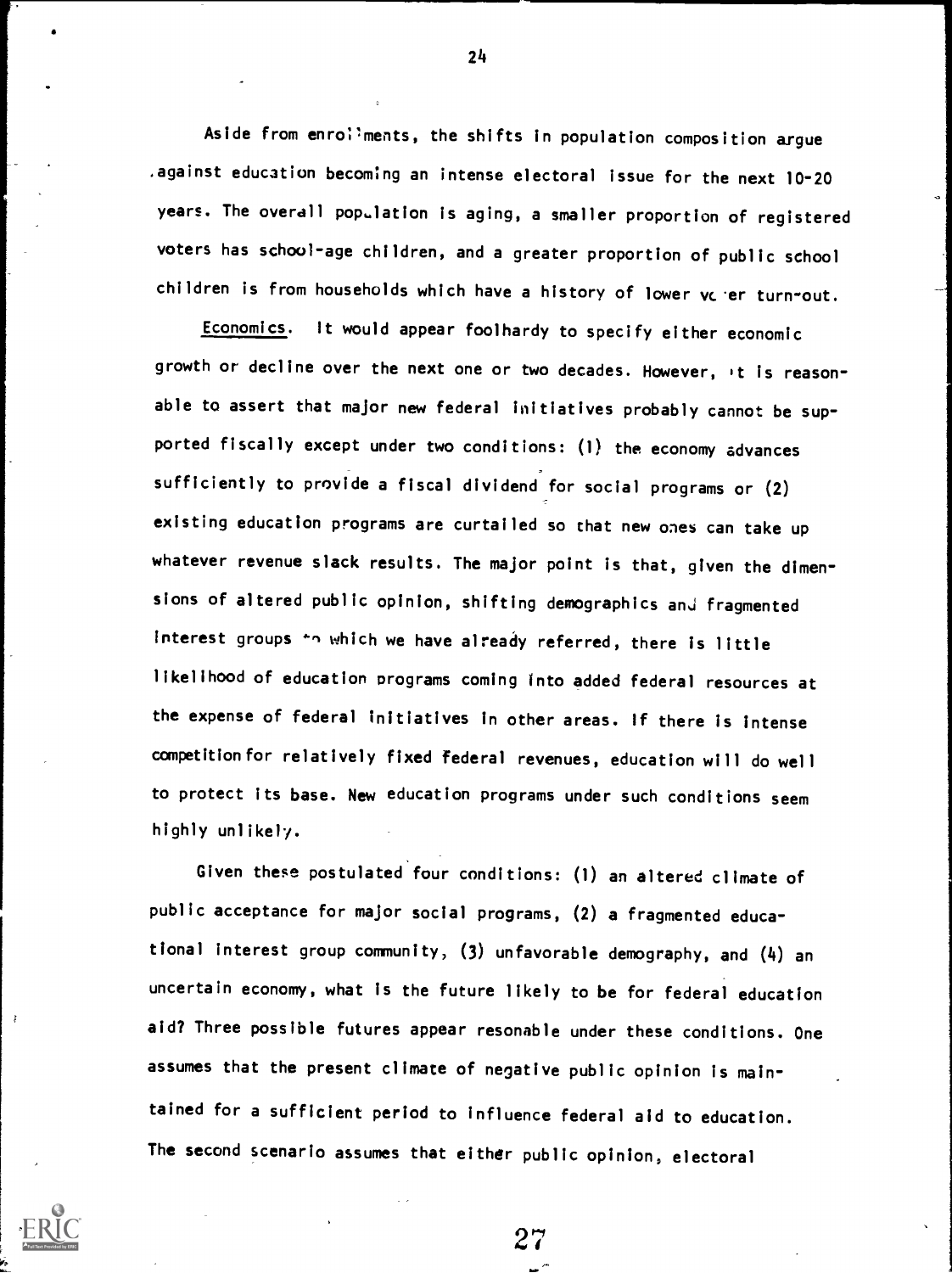Aside from enrollments, the shifts in population composition argue against education becoming an intense electoral issue for the next 10-20 years. The overall population is aging, a smaller proportion of registered voters has school-age children, and a greater proportion of public school children is from households which have a history of lower voter turn-out.

Economics. It would appear foolhardy to specify either economic growth or decline over the next one or two decades. However, it is reasonable to assert that major new federal initiatives probably cannot be supported fiscally except under two conditions: (1) the economy advances sufficiently to provide a fiscal dividend for social programs or (2) existing education programs are curtailed so that new ones can take up whatever revenue slack results. The major point is that, given the dimensions of altered public opinion, shifting demographics and fragmented interest groups to which we have already referred, there is little likelihood of education programs coming into added federal resources at the expense of federal initiatives in other areas. If there is intense competition for relatively fixed federal revenues, education will do well to protect its base. New education programs under such conditions seem highly unlikely.

Given these postulated four conditions: (1) an altered climate of public acceptance for major social programs, (2) a fragmented educational interest group community, (3) unfavorable demography, and (4) an uncertain economy, what is the future likely to be for federal education aid? Three possible futures appear resonable under these conditions. One assumes that the present climate of negative public opinion is maintained for a sufficient period to influence federal aid to education. The second scenario assumes that either public opinion, electoral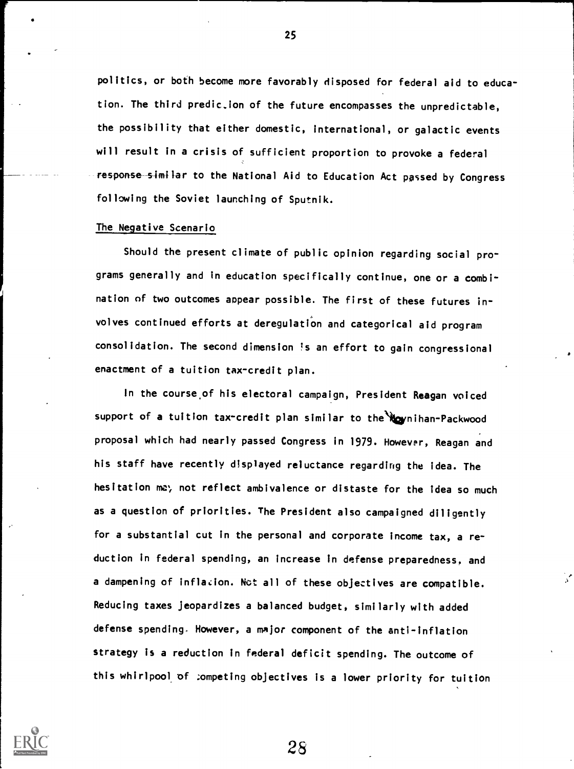politics, or both become more favorably disposed for federal aid to education. The third prediction of the future encompasses the unpredictable, the possibility that either domestic, international, or galactic events will result in a crisis of sufficient proportion to provoke a federal response similar to the National Aid to Education Act passed by Congress following the Soviet launching of Sputnik.

## The Negative Scenario

Should the present climate of public opinion regarding social programs generally and in education specifically continue, one or a combination of two outcomes appear possible. The first of these futures involves continued efforts at deregulation and categorical aid program consolidation. The second dimension is an effort to gain congressional enactment of a tuition tax-credit plan.

In the course of his electoral campaign, President Reagan voiced support of a tuition tax-credit plan similar to the Moynihan-Packwood proposal which had nearly passed Congress in 1979. However, Reagan and his staff have recently displayed reluctance regarding the idea. The hesitation may not reflect ambivalence or distaste for the idea so much as a question of priorities. The President also campaigned diligently for a substantial cut in the personal and corporate income tax, a reduction in federal spending, an increase in defense preparedness, and a dampening of inflation. Not all of these objectives are compatible. Reducing taxes jeopardizes a balanced budget, similarly with added defense spending. However, a major component of the anti-inflation strategy is a reduction in federal deficit spending. The outcome of this whirlpool of competing objectives is a lower priority for tuition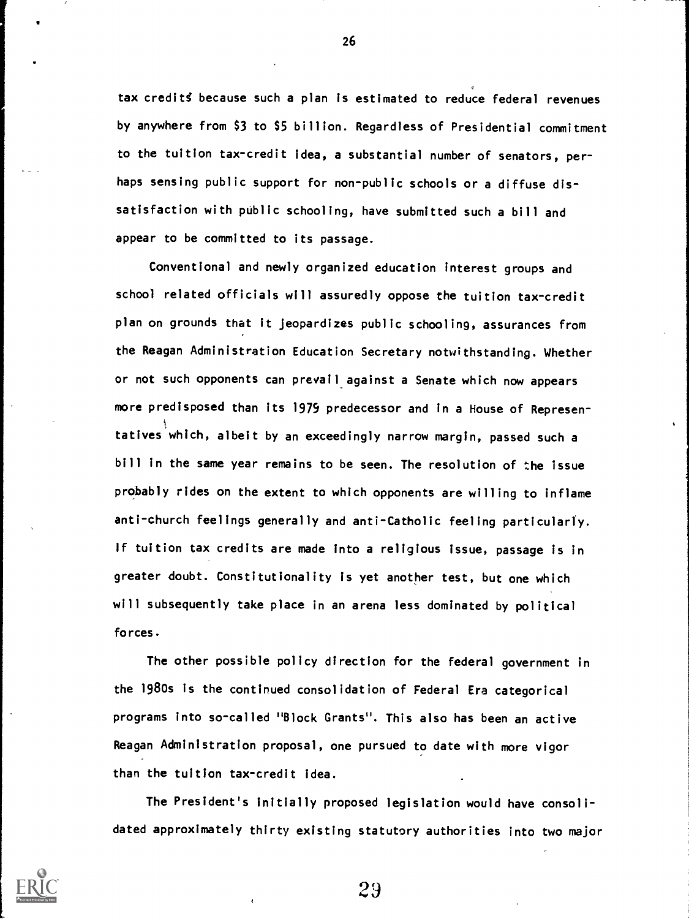tax credits because such a plan is estimated to reduce federal revenues by anywhere from $3 to $5 billion. Regardless of Presidential commitment to the tuition tax-credit idea, a substantial number of senators, perhaps sensing public support for non-public schools or a diffuse dissatisfaction with public schooling, have submitted such a bill and appear to be committed to its passage.

Conventional and newly organized education interest groups and school related officials will assuredly oppose the tuition tax-credit plan on grounds that it jeopardizes public schooling, assurances from the Reagan Administration Education Secretary notwithstanding. Whether or not such opponents can prevail against a Senate which now appears more predisposed than its 1979 predecessor and in a House of Representatives which, albeit by an exceedingly narrow margin, passed such a bill in the same year remains to be seen. The resolution of the issue probably rides on the extent to which opponents are willing to inflame anti-church feelings generally and anti-Catholic feeling particularly. If tuition tax credits are made into a religious issue, passage is in greater doubt. Constitutionality is yet another test, but one which will subsequently take place in an arena less dominated by political forces.

The other possible policy direction for the federal government in the 1980s is the continued consolidation of Federal Era categorical programs into so-called "Block Grants". This also has been an active Reagan Administration proposal, one pursued to date with more vigor than the tuition tax-credit idea.

The President's initially proposed legislation would have consolidated approximately thirty existing statutory authorities into two major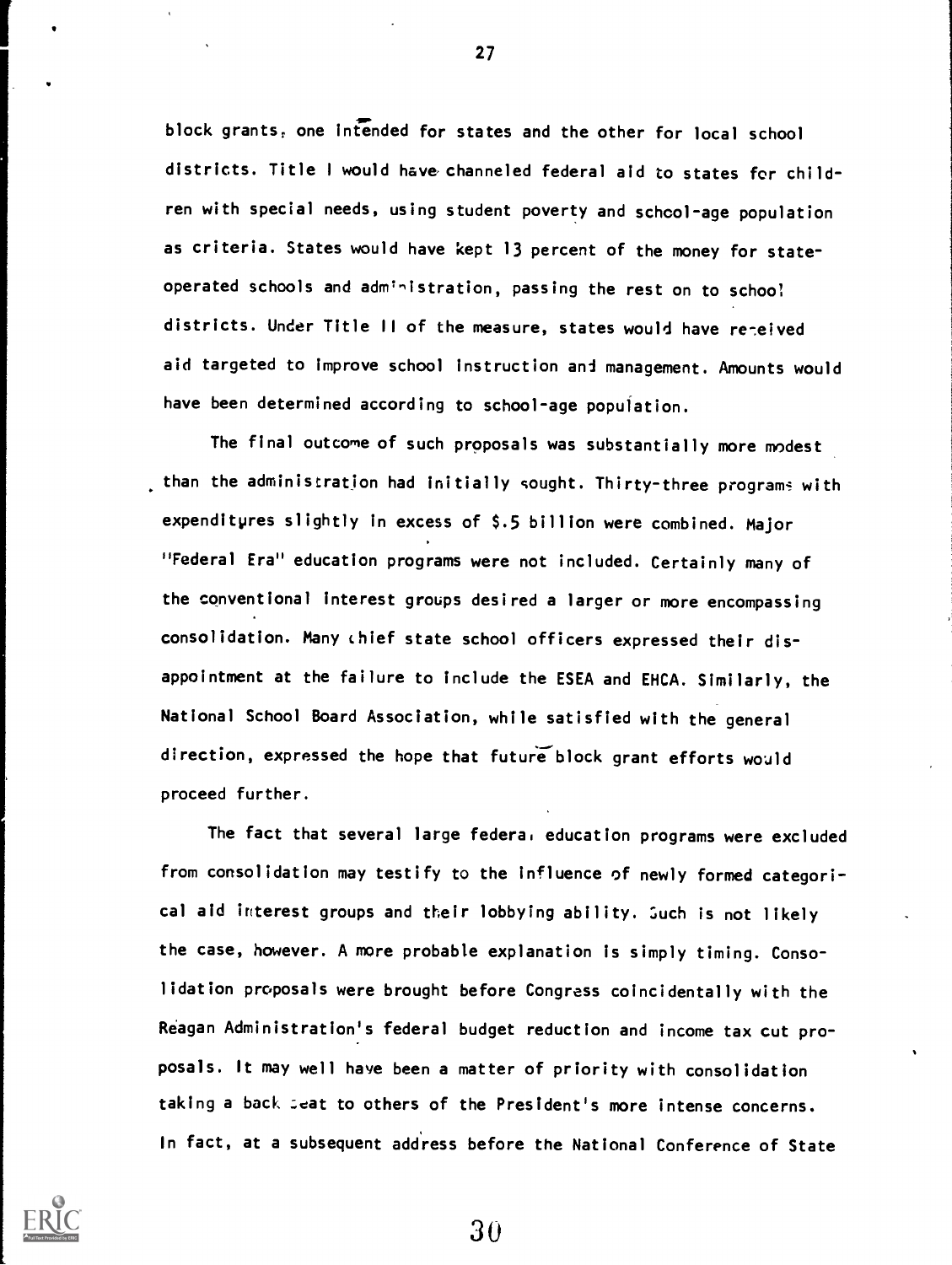block grants, one intended for states and the other for local school districts. Title I would have channeled federal aid to states for children with special needs, using student poverty and school-age population as criteria. States would have kept 13 percent of the money for state-operated schools and administration, passing the rest on to school districts. Under Title II of the measure, states would have received aid targeted to improve school instruction and management. Amounts would have been determined according to school-age population.

The final outcome of such proposals was substantially more modest than the administration had initially sought. Thirty-three programs with expenditures slightly in excess of $.5 billion were combined. Major "Federal Era" education programs were not included. Certainly many of the conventional interest groups desired a larger or more encompassing consolidation. Many chief state school officers expressed their disappointment at the failure to include the ESEA and EHCA. Similarly, the National School Board Association, while satisfied with the general direction, expressed the hope that future block grant efforts would proceed further.

The fact that several large federal education programs were excluded from consolidation may testify to the influence of newly formed categorical aid interest groups and their lobbying ability. Such is not likely the case, however. A more probable explanation is simply timing. Consolidation proposals were brought before Congress coincidentally with the Reagan Administration's federal budget reduction and income tax cut proposals. It may well have been a matter of priority with consolidation taking a back seat to others of the President's more intense concerns. In fact, at a subsequent address before the National Conference of State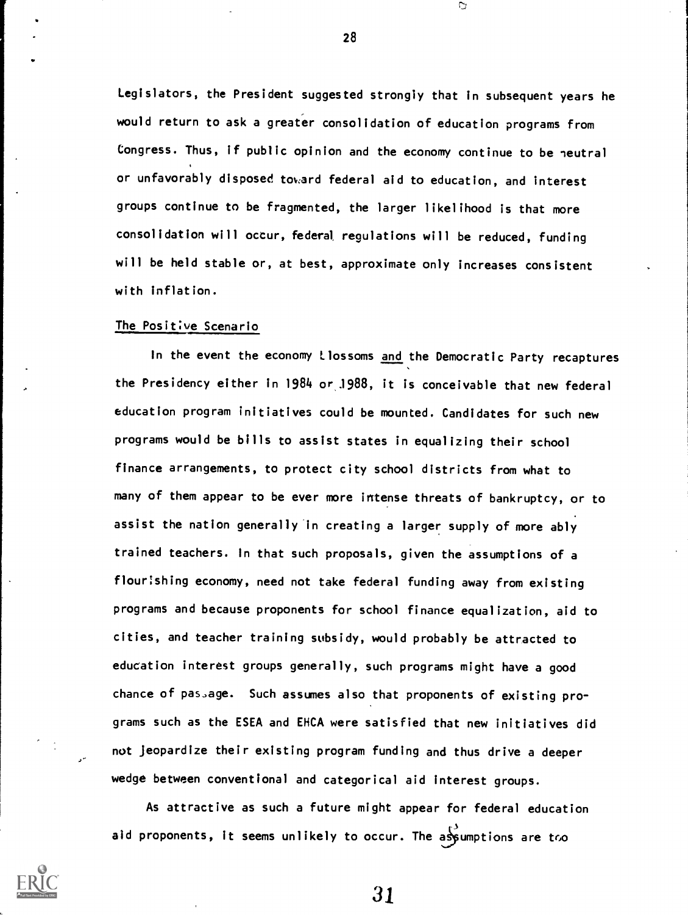Legislators, the President suggested strongly that in subsequent years he would return to ask a greater consolidation of education programs from Congress. Thus, if public opinion and the economy continue to be neutral or unfavorably disposed toward federal aid to education, and interest groups continue to be fragmented, the larger likelihood is that more consolidation will occur, federal regulations will be reduced, funding will be held stable or, at best, approximate only increases consistent with inflation.

## The Positive Scenario

In the event the economy blossoms and the Democratic Party recaptures the Presidency either in 1984 or 1988, it is conceivable that new federal education program initiatives could be mounted. Candidates for such new programs would be bills to assist states in equalizing their school finance arrangements, to protect city school districts from what to many of them appear to be ever more intense threats of bankruptcy, or to assist the nation generally in creating a larger supply of more ably trained teachers. In that such proposals, given the assumptions of a flourishing economy, need not take federal funding away from existing programs and because proponents for school finance equalization, aid to cities, and teacher training subsidy, would probably be attracted to education interest groups generally, such programs might have a good chance of passage. Such assumes also that proponents of existing programs such as the ESEA and EHCA were satisfied that new initiatives did not jeopardize their existing program funding and thus drive a deeper wedge between conventional and categorical aid interest groups.

As attractive as such a future might appear for federal education aid proponents, it seems unlikely to occur. The assumptions are too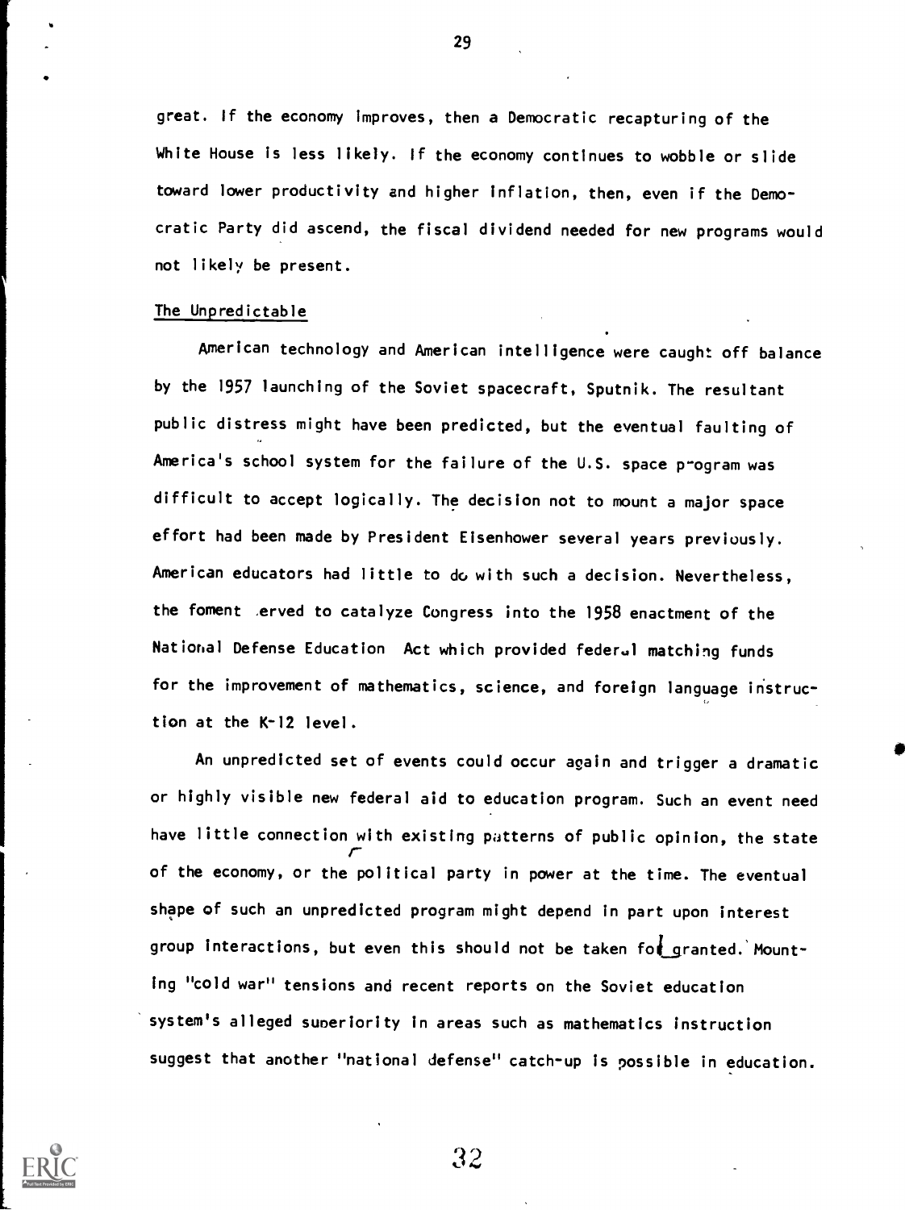great. If the economy improves, then a Democratic recapturing of the White House is less likely. If the economy continues to wobble or slide toward lower productivity and higher inflation, then, even if the Democratic Party did ascend, the fiscal dividend needed for new programs would not likely be present.

## The Unpredictable

American technology and American intelligence were caught off balance by the 1957 launching of the Soviet spacecraft, Sputnik. The resultant public distress might have been predicted, but the eventual faulting of America's school system for the failure of the U.S. space program was difficult to accept logically. The decision not to mount a major space effort had been made by President Eisenhower several years previously. American educators had little to do with such a decision. Nevertheless, the foment served to catalyze Congress into the 1958 enactment of the National Defense Education Act which provided federal matching funds for the improvement of mathematics, science, and foreign language instruction at the K-12 level.

An unpredicted set of events could occur again and trigger a dramatic or highly visible new federal aid to education program. Such an event need have little connection with existing patterns of public opinion, the state of the economy, or the political party in power at the time. The eventual shape of such an unpredicted program might depend in part upon interest group interactions, but even this should not be taken for granted. Mounting "cold war" tensions and recent reports on the Soviet education system's alleged superiority in areas such as mathematics instruction suggest that another "national defense" catch-up is possible in education.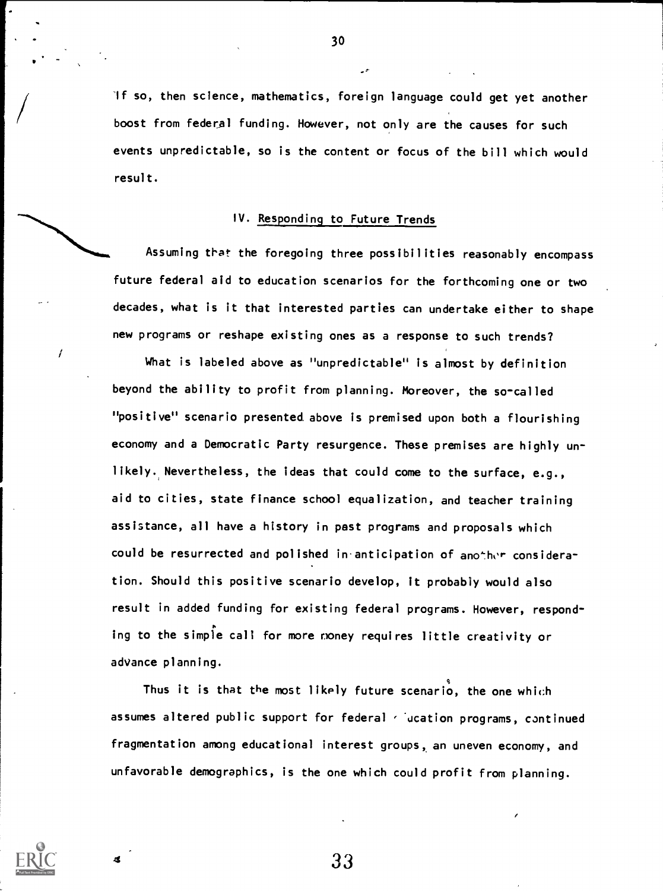If so, then science, mathematics, foreign language could get yet another boost from federal funding. However, not only are the causes for such events unpredictable, so is the content or focus of the bill which would result.

## IV. Responding to Future Trends

Assuming that the foregoing three possibilities reasonably encompass future federal aid to education scenarios for the forthcoming one or two decades, what is it that interested parties can undertake either to shape new programs or reshape existing ones as a response to such trends?

What is labeled above as "unpredictable" is almost by definition beyond the ability to profit from planning. Moreover, the so-called "positive" scenario presented above is premised upon both a flourishing economy and a Democratic Party resurgence. These premises are highly unlikely. Nevertheless, the ideas that could come to the surface, e.g., aid to cities, state finance school equalization, and teacher training assistance, all have a history in past programs and proposals which could be resurrected and polished in anticipation of another consideration. Should this positive scenario develop, it probably would also result in added funding for existing federal programs. However, responding to the simple call for more money requires little creativity or advance planning.

Thus it is that the most likely future scenario, the one which assumes altered public support for federal education programs, continued fragmentation among educational interest groups, an uneven economy, and unfavorable demographics, is the one which could profit from planning.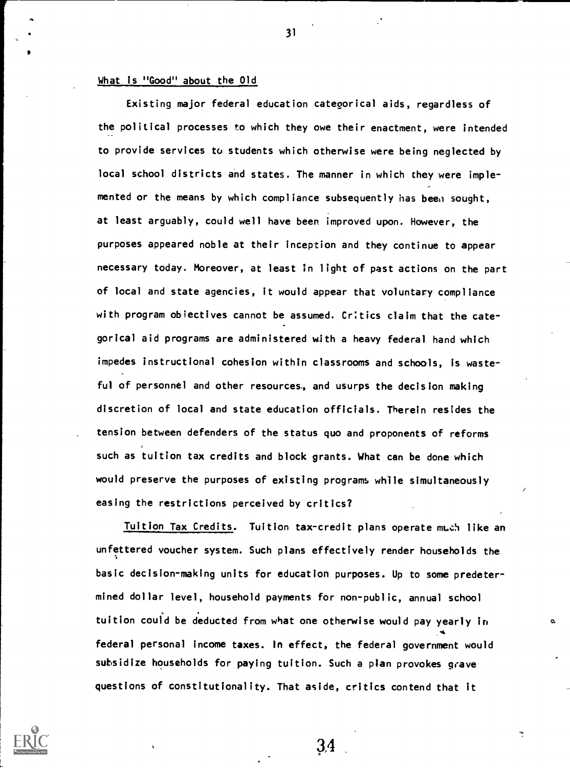What Is "Good" about the Old

Existing major federal education categorical aids, regardless of the political processes to which they owe their enactment, were intended to provide services to students which otherwise were being neglected by local school districts and states. The manner in which they were implemented or the means by which compliance subsequently has been sought, at least arguably, could well have been improved upon. However, the purposes appeared noble at their inception and they continue to appear necessary today. Moreover, at least in light of past actions on the part of local and state agencies, it would appear that voluntary compliance with program objectives cannot be assumed. Critics claim that the categorical aid programs are administered with a heavy federal hand which impedes instructional cohesion within classrooms and schools, is wasteful of personnel and other resources, and usurps the decision making discretion of local and state education officials. Therein resides the tension between defenders of the status quo and proponents of reforms such as tuition tax credits and block grants. What can be done which would preserve the purposes of existing programs while simultaneously easing the restrictions perceived by critics?

Tuition Tax Credits. Tuition tax-credit plans operate much like an unfettered voucher system. Such plans effectively render households the basic decision-making units for education purposes. Up to some predetermined dollar level, household payments for non-public, annual school tuition could be deducted from what one otherwise would pay yearly in federal personal income taxes. In effect, the federal government would subsidize households for paying tuition. Such a plan provokes grave questions of constitutionality. That aside, critics contend that it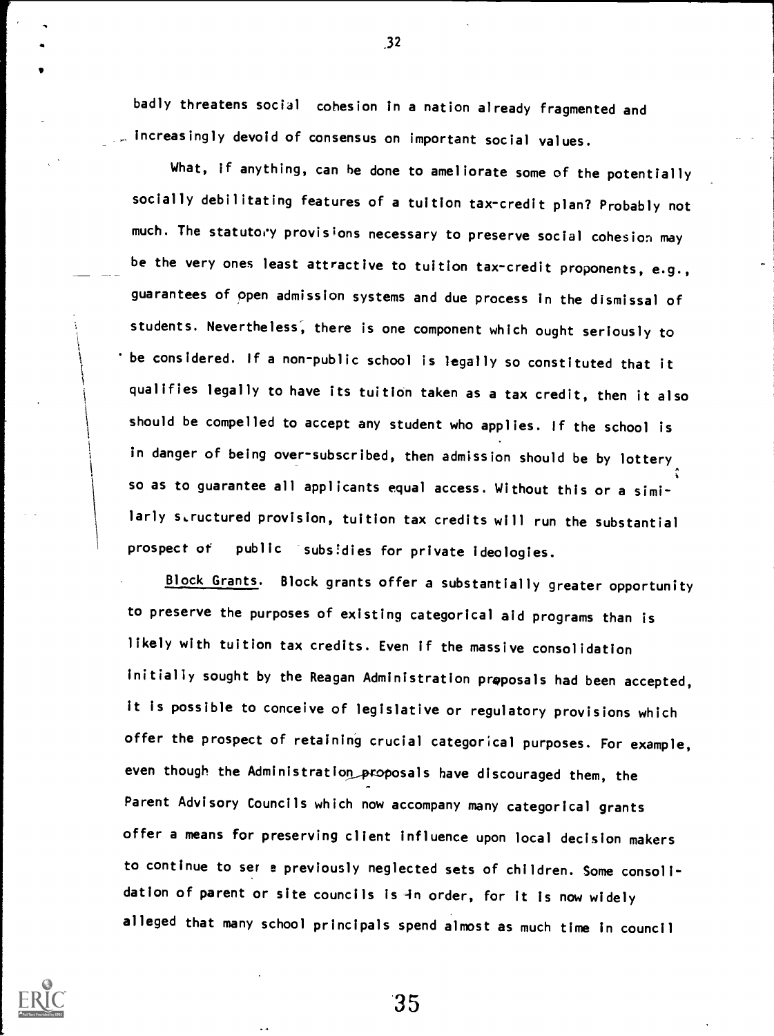badly threatens social cohesion in a nation already fragmented and increasingly devoid of consensus on important social values.

What, if anything, can be done to ameliorate some of the potentially socially debilitating features of a tuition tax-credit plan? Probably not much. The statutory provisions necessary to preserve social cohesion may be the very ones least attractive to tuition tax-credit proponents, e.g., guarantees of open admission systems and due process in the dismissal of students. Nevertheless, there is one component which ought seriously to be considered. If a non-public school is legally so constituted that it qualifies legally to have its tuition taken as a tax credit, then it also should be compelled to accept any student who applies. If the school is in danger of being over-subscribed, then admission should be by lottery so as to guarantee all applicants equal access. Without this or a similarly structured provision, tuition tax credits will run the substantial prospect of public subsidies for private ideologies.

Block Grants. Block grants offer a substantially greater opportunity to preserve the purposes of existing categorical aid programs than is likely with tuition tax credits. Even if the massive consolidation initially sought by the Reagan Administration proposals had been accepted, it is possible to conceive of legislative or regulatory provisions which offer the prospect of retaining crucial categorical purposes. For example, even though the Administration proposals have discouraged them, the Parent Advisory Councils which now accompany many categorical grants offer a means for preserving client influence upon local decision makers to continue to serve previously neglected sets of children. Some consolidation of parent or site councils is in order, for it is now widely alleged that many school principals spend almost as much time in council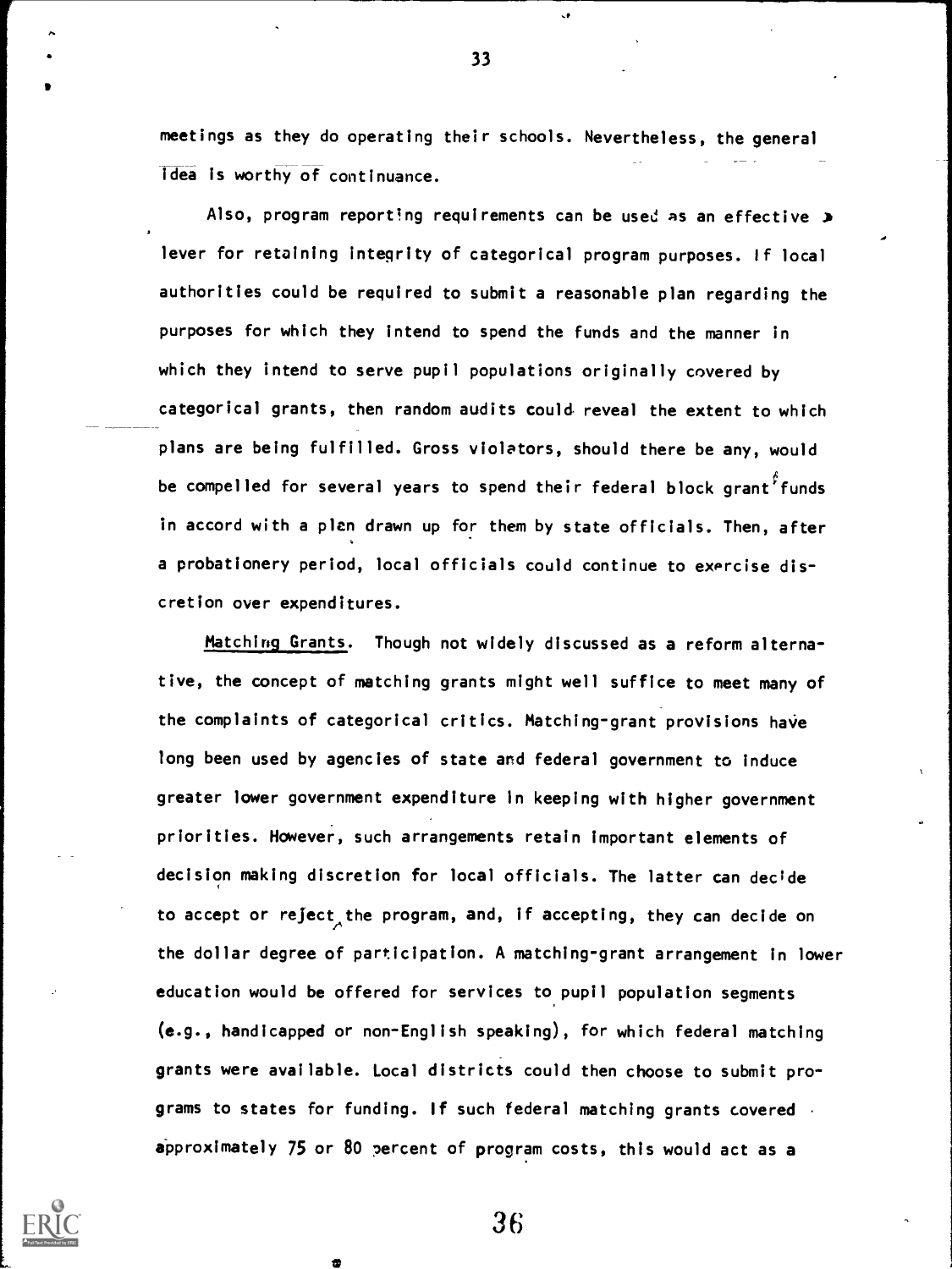meetings as they do operating their schools. Nevertheless, the general idea is worthy of continuance.

Also, program reporting requirements can be used as an effective lever for retaining integrity of categorical program purposes. If local authorities could be required to submit a reasonable plan regarding the purposes for which they intend to spend the funds and the manner in which they intend to serve pupil populations originally covered by categorical grants, then random audits could reveal the extent to which plans are being fulfilled. Gross violators, should there be any, would be compelled for several years to spend their federal block grant funds in accord with a plan drawn up for them by state officials. Then, after a probationery period, local officials could continue to exercise discretion over expenditures.

Matching Grants. Though not widely discussed as a reform alternative, the concept of matching grants might well suffice to meet many of the complaints of categorical critics. Matching-grant provisions have long been used by agencies of state and federal government to induce greater lower government expenditure in keeping with higher government priorities. However, such arrangements retain important elements of decision making discretion for local officials. The latter can decide to accept or reject the program, and, if accepting, they can decide on the dollar degree of participation. A matching-grant arrangement in lower education would be offered for services to pupil population segments (e.g., handicapped or non-English speaking), for which federal matching grants were available. Local districts could then choose to submit programs to states for funding. If such federal matching grants covered approximately 75 or 80 percent of program costs, this would act as a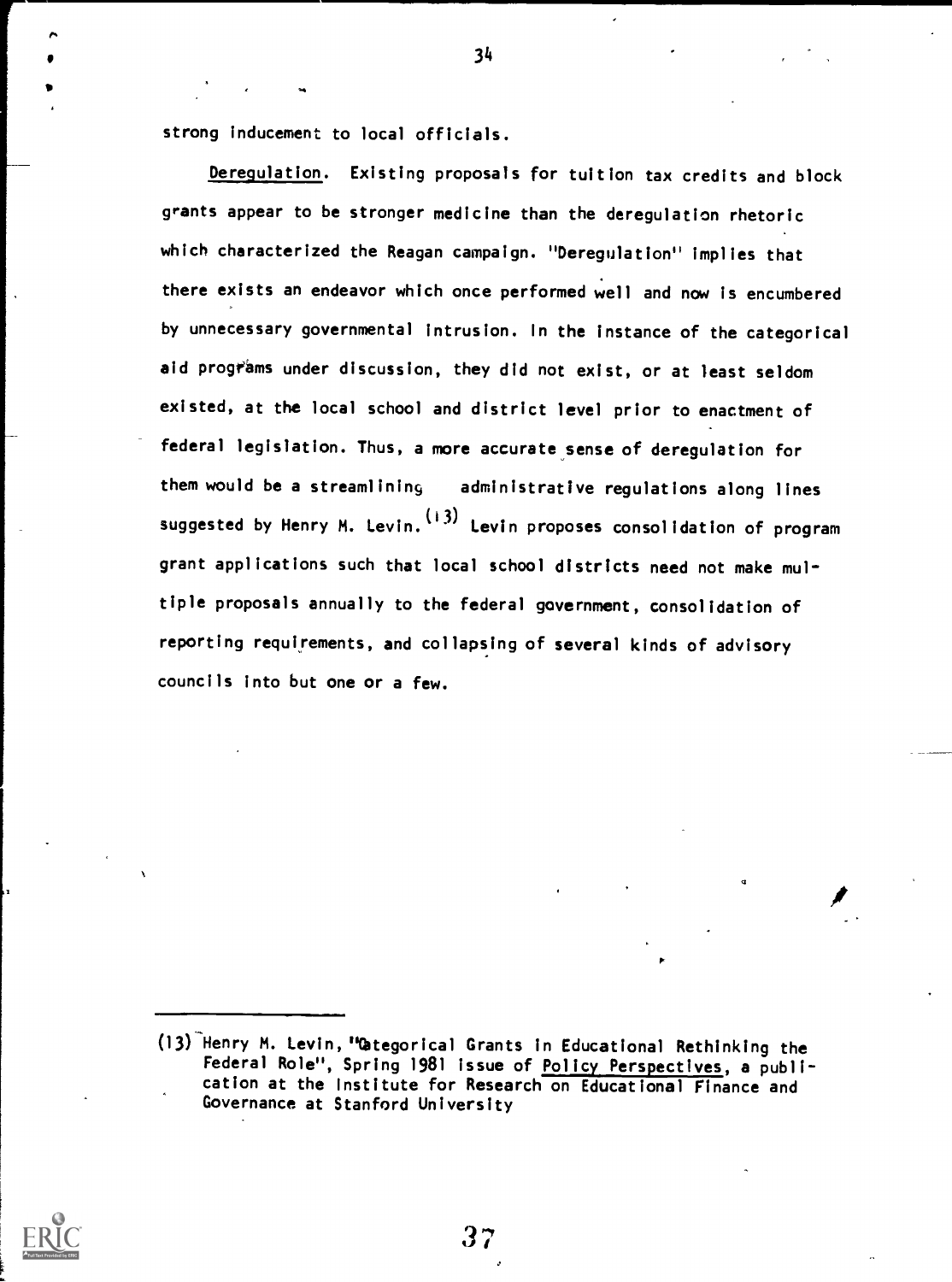strong inducement to local officials.

<u>Deregulation</u>. Existing proposals for tuition tax credits and block grants appear to be stronger medicine than the deregulation rhetoric which characterized the Reagan campaign. "Deregulation" implies that there exists an endeavor which once performed well and now is encumbered by unnecessary governmental intrusion. In the instance of the categorical aid programs under discussion, they did not exist, or at least seldom existed, at the local school and district level prior to enactment of federal legislation. Thus, a more accurate sense of deregulation for them would be a streamlining administrative regulations along lines suggested by Henry M. Levin.[13] Levin proposes consolidation of program grant applications such that local school districts need not make multiple proposals annually to the federal government, consolidation of reporting requirements, and collapsing of several kinds of advisory councils into but one or a few.

---

(13) Henry M. Levin, "Categorical Grants in Educational Rethinking the Federal Role", Spring 1981 issue of <u>Policy Perspectives</u>, a publication at the Institute for Research on Educational Finance and Governance at Stanford University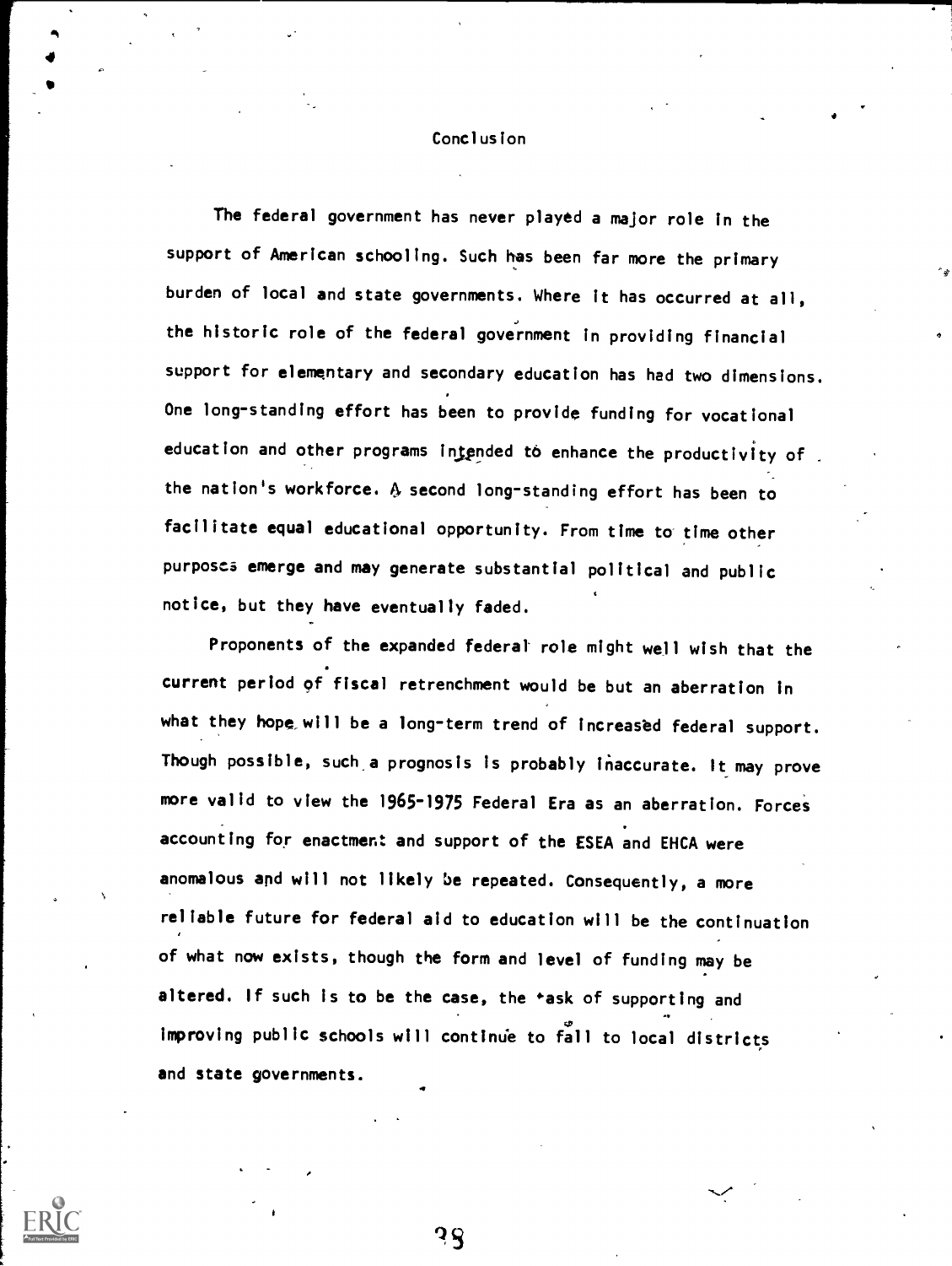## Conclusion

The federal government has never played a major role in the support of American schooling. Such has been far more the primary burden of local and state governments. Where it has occurred at all, the historic role of the federal government in providing financial support for elementary and secondary education has had two dimensions. One long-standing effort has been to provide funding for vocational education and other programs intended to enhance the productivity of the nation's workforce. A second long-standing effort has been to facilitate equal educational opportunity. From time to time other purposes emerge and may generate substantial political and public notice, but they have eventually faded.

Proponents of the expanded federal role might well wish that the current period of fiscal retrenchment would be but an aberration in what they hope will be a long-term trend of increased federal support. Though possible, such a prognosis is probably inaccurate. It may prove more valid to view the 1965-1975 Federal Era as an aberration. Forces accounting for enactment and support of the ESEA and EHCA were anomalous and will not likely be repeated. Consequently, a more reliable future for federal aid to education will be the continuation of what now exists, though the form and level of funding may be altered. If such is to be the case, the task of supporting and improving public schools will continue to fall to local districts and state governments.